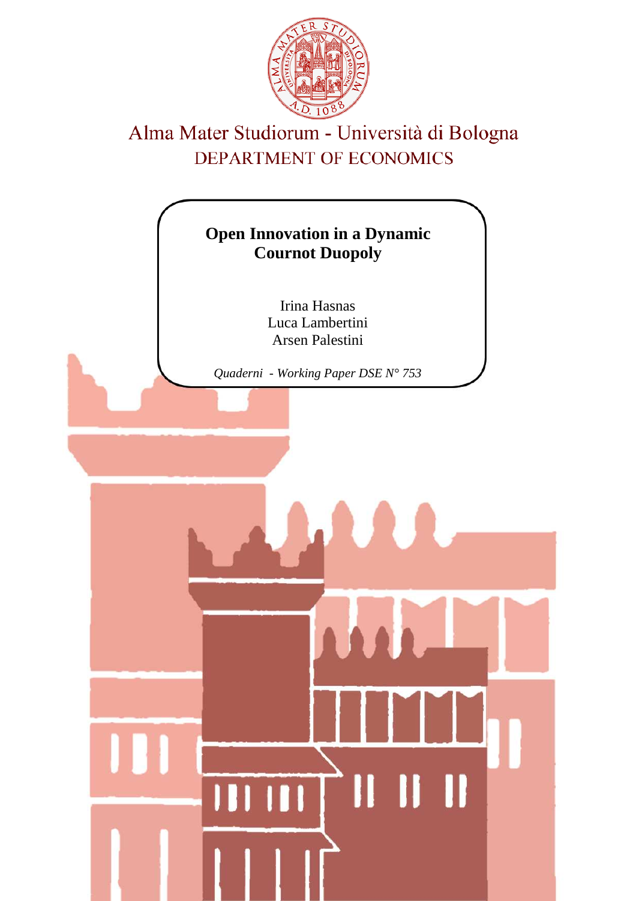Alma Mater Studiorum - Università di Bologna

DEPARTMENT OF ECONOMICS

# Open Innovation in a Dynamic Cournot Duopoly

Irina Hasnas

Luca Lambertini

Arsen Palestini

*Quaderni - Working Paper DSE N° 753*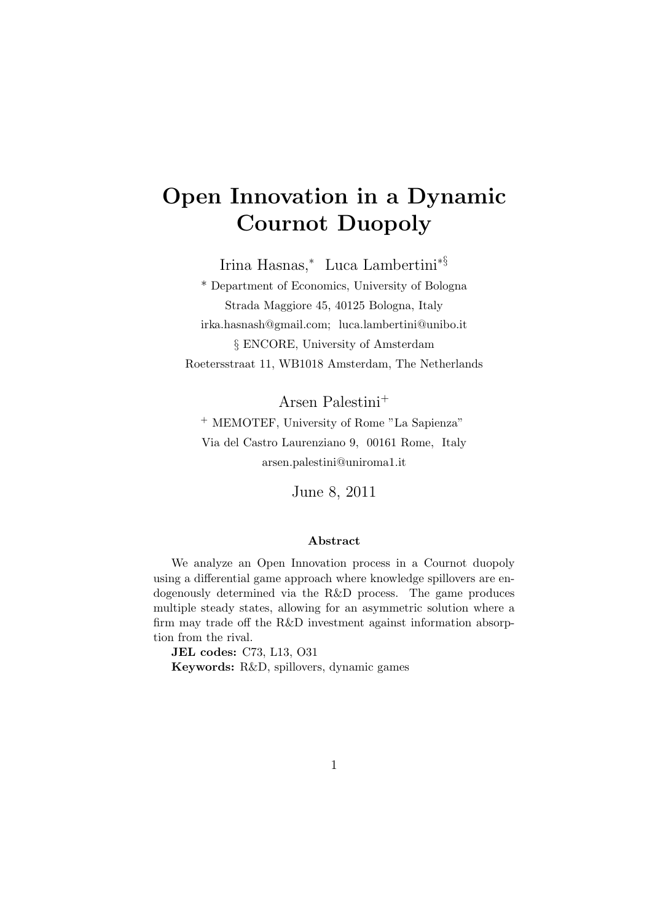# Open Innovation in a Dynamic Cournot Duopoly

Irina Hasnas,[*] Luca Lambertini[*§]

[*] Department of Economics, University of Bologna

Strada Maggiore 45, 40125 Bologna, Italy

irka.hasnash@gmail.com; luca.lambertini@unibo.it

§ ENCORE, University of Amsterdam

Roetersstraat 11, WB1018 Amsterdam, The Netherlands

Arsen Palestini[+]

[+] MEMOTEF, University of Rome "La Sapienza"

Via del Castro Laurenziano 9, 00161 Rome, Italy

arsen.palestini@uniroma1.it

June 8, 2011

**Abstract**

We analyze an Open Innovation process in a Cournot duopoly using a differential game approach where knowledge spillovers are endogenously determined via the R&D process. The game produces multiple steady states, allowing for an asymmetric solution where a firm may trade off the R&D investment against information absorption from the rival.

**JEL codes:** C73, L13, O31

**Keywords:** R&D, spillovers, dynamic games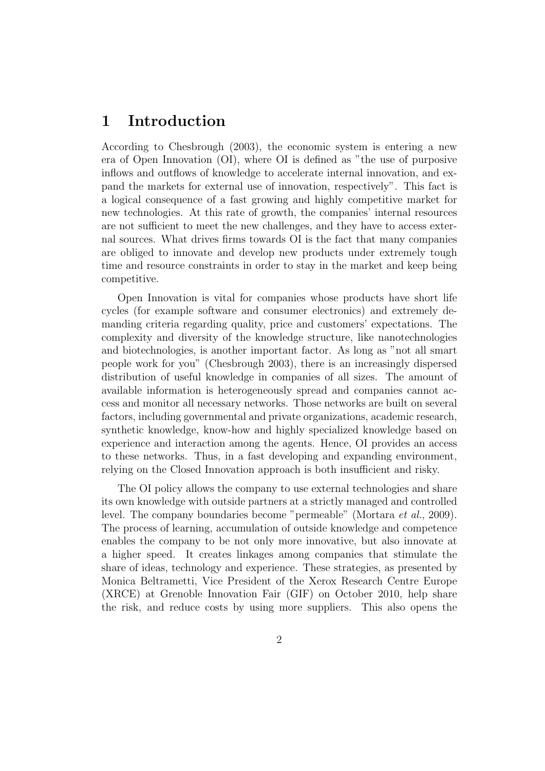# 1 Introduction

According to Chesbrough (2003), the economic system is entering a new era of Open Innovation (OI), where OI is defined as "the use of purposive inflows and outflows of knowledge to accelerate internal innovation, and expand the markets for external use of innovation, respectively". This fact is a logical consequence of a fast growing and highly competitive market for new technologies. At this rate of growth, the companies' internal resources are not sufficient to meet the new challenges, and they have to access external sources. What drives firms towards OI is the fact that many companies are obliged to innovate and develop new products under extremely tough time and resource constraints in order to stay in the market and keep being competitive.

Open Innovation is vital for companies whose products have short life cycles (for example software and consumer electronics) and extremely demanding criteria regarding quality, price and customers' expectations. The complexity and diversity of the knowledge structure, like nanotechnologies and biotechnologies, is another important factor. As long as "not all smart people work for you" (Chesbrough 2003), there is an increasingly dispersed distribution of useful knowledge in companies of all sizes. The amount of available information is heterogeneously spread and companies cannot access and monitor all necessary networks. Those networks are built on several factors, including governmental and private organizations, academic research, synthetic knowledge, know-how and highly specialized knowledge based on experience and interaction among the agents. Hence, OI provides an access to these networks. Thus, in a fast developing and expanding environment, relying on the Closed Innovation approach is both insufficient and risky.

The OI policy allows the company to use external technologies and share its own knowledge with outside partners at a strictly managed and controlled level. The company boundaries become "permeable" (Mortara *et al.*, 2009). The process of learning, accumulation of outside knowledge and competence enables the company to be not only more innovative, but also innovate at a higher speed. It creates linkages among companies that stimulate the share of ideas, technology and experience. These strategies, as presented by Monica Beltrametti, Vice President of the Xerox Research Centre Europe (XRCE) at Grenoble Innovation Fair (GIF) on October 2010, help share the risk, and reduce costs by using more suppliers. This also opens the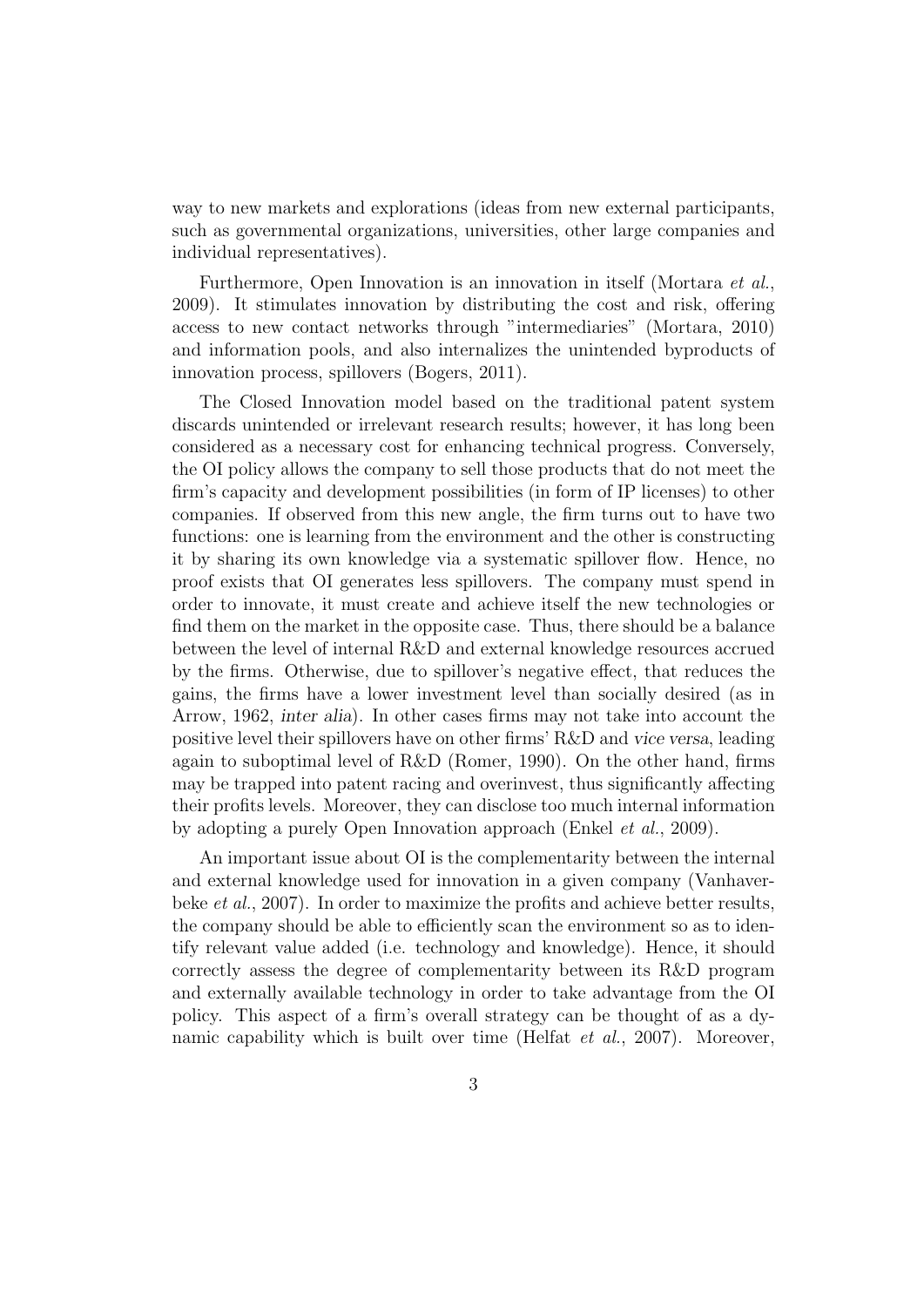way to new markets and explorations (ideas from new external participants, such as governmental organizations, universities, other large companies and individual representatives).

Furthermore, Open Innovation is an innovation in itself (Mortara *et al.*, 2009). It stimulates innovation by distributing the cost and risk, offering access to new contact networks through "intermediaries" (Mortara, 2010) and information pools, and also internalizes the unintended byproducts of innovation process, spillovers (Bogers, 2011).

The Closed Innovation model based on the traditional patent system discards unintended or irrelevant research results; however, it has long been considered as a necessary cost for enhancing technical progress. Conversely, the OI policy allows the company to sell those products that do not meet the firm's capacity and development possibilities (in form of IP licenses) to other companies. If observed from this new angle, the firm turns out to have two functions: one is learning from the environment and the other is constructing it by sharing its own knowledge via a systematic spillover flow. Hence, no proof exists that OI generates less spillovers. The company must spend in order to innovate, it must create and achieve itself the new technologies or find them on the market in the opposite case. Thus, there should be a balance between the level of internal R&D and external knowledge resources accrued by the firms. Otherwise, due to spillover's negative effect, that reduces the gains, the firms have a lower investment level than socially desired (as in Arrow, 1962, *inter alia*). In other cases firms may not take into account the positive level their spillovers have on other firms' R&D and *vice versa*, leading again to suboptimal level of R&D (Romer, 1990). On the other hand, firms may be trapped into patent racing and overinvest, thus significantly affecting their profits levels. Moreover, they can disclose too much internal information by adopting a purely Open Innovation approach (Enkel *et al.*, 2009).

An important issue about OI is the complementarity between the internal and external knowledge used for innovation in a given company (Vanhaverbeke *et al.*, 2007). In order to maximize the profits and achieve better results, the company should be able to efficiently scan the environment so as to identify relevant value added (i.e. technology and knowledge). Hence, it should correctly assess the degree of complementarity between its R&D program and externally available technology in order to take advantage from the OI policy. This aspect of a firm's overall strategy can be thought of as a dynamic capability which is built over time (Helfat *et al.*, 2007). Moreover,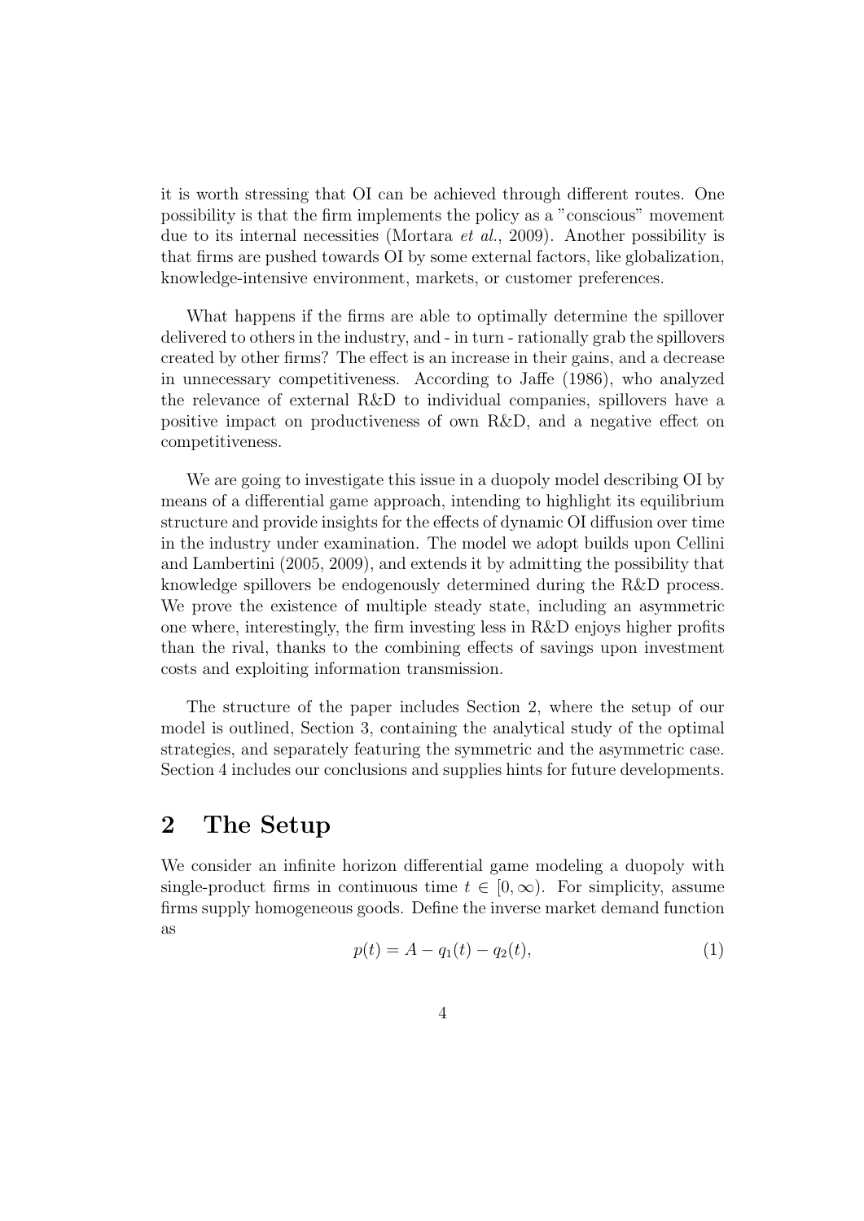it is worth stressing that OI can be achieved through different routes. One possibility is that the firm implements the policy as a "conscious" movement due to its internal necessities (Mortara *et al.*, 2009). Another possibility is that firms are pushed towards OI by some external factors, like globalization, knowledge-intensive environment, markets, or customer preferences.

What happens if the firms are able to optimally determine the spillover delivered to others in the industry, and - in turn - rationally grab the spillovers created by other firms? The effect is an increase in their gains, and a decrease in unnecessary competitiveness. According to Jaffe (1986), who analyzed the relevance of external R&D to individual companies, spillovers have a positive impact on productiveness of own R&D, and a negative effect on competitiveness.

We are going to investigate this issue in a duopoly model describing OI by means of a differential game approach, intending to highlight its equilibrium structure and provide insights for the effects of dynamic OI diffusion over time in the industry under examination. The model we adopt builds upon Cellini and Lambertini (2005, 2009), and extends it by admitting the possibility that knowledge spillovers be endogenously determined during the R&D process. We prove the existence of multiple steady state, including an asymmetric one where, interestingly, the firm investing less in R&D enjoys higher profits than the rival, thanks to the combining effects of savings upon investment costs and exploiting information transmission.

The structure of the paper includes Section 2, where the setup of our model is outlined, Section 3, containing the analytical study of the optimal strategies, and separately featuring the symmetric and the asymmetric case. Section 4 includes our conclusions and supplies hints for future developments.

## 2 The Setup

We consider an infinite horizon differential game modeling a duopoly with single-product firms in continuous time $t \in [0, \infty)$. For simplicity, assume firms supply homogeneous goods. Define the inverse market demand function as

$$p(t) = A - q_1(t) - q_2(t), \tag{1}$$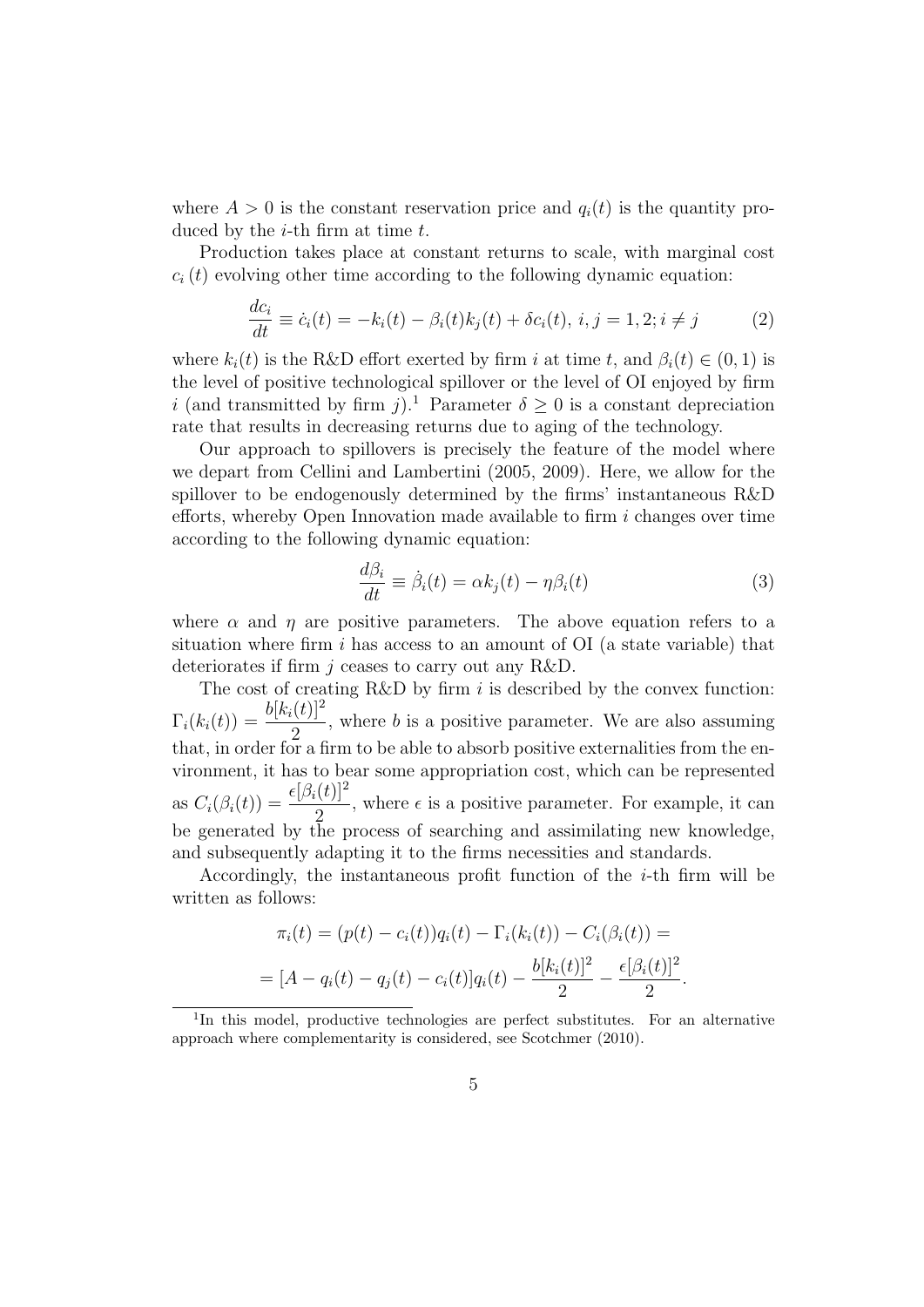where $A > 0$ is the constant reservation price and $q_i(t)$ is the quantity produced by the $i$-th firm at time $t$.

Production takes place at constant returns to scale, with marginal cost $c_i(t)$ evolving other time according to the following dynamic equation:

$$\frac{dc_i}{dt} \equiv \dot{c}_i(t) = -k_i(t) - \beta_i(t)k_j(t) + \delta c_i(t),\ i, j = 1, 2; i \neq j \tag{2}$$

where $k_i(t)$ is the R&D effort exerted by firm $i$ at time $t$, and $\beta_i(t) \in (0, 1)$ is the level of positive technological spillover or the level of OI enjoyed by firm $i$ (and transmitted by firm $j$).[1] Parameter $\delta \geq 0$ is a constant depreciation rate that results in decreasing returns due to aging of the technology.

Our approach to spillovers is precisely the feature of the model where we depart from Cellini and Lambertini (2005, 2009). Here, we allow for the spillover to be endogenously determined by the firms' instantaneous R&D efforts, whereby Open Innovation made available to firm $i$ changes over time according to the following dynamic equation:

$$\frac{d\beta_i}{dt} \equiv \dot{\beta}_i(t) = \alpha k_j(t) - \eta \beta_i(t) \tag{3}$$

where $\alpha$ and $\eta$ are positive parameters. The above equation refers to a situation where firm $i$ has access to an amount of OI (a state variable) that deteriorates if firm $j$ ceases to carry out any R&D.

The cost of creating R&D by firm $i$ is described by the convex function: $\Gamma_i(k_i(t)) = \dfrac{b[k_i(t)]^2}{2}$, where $b$ is a positive parameter. We are also assuming that, in order for a firm to be able to absorb positive externalities from the environment, it has to bear some appropriation cost, which can be represented as $C_i(\beta_i(t)) = \dfrac{\epsilon[\beta_i(t)]^2}{2}$, where $\epsilon$ is a positive parameter. For example, it can be generated by the process of searching and assimilating new knowledge, and subsequently adapting it to the firms necessities and standards.

Accordingly, the instantaneous profit function of the $i$-th firm will be written as follows:

$$\pi_i(t) = (p(t) - c_i(t))q_i(t) - \Gamma_i(k_i(t)) - C_i(\beta_i(t)) =$$

$$= [A - q_i(t) - q_j(t) - c_i(t)]q_i(t) - \frac{b[k_i(t)]^2}{2} - \frac{\epsilon[\beta_i(t)]^2}{2}.$$

[1] In this model, productive technologies are perfect substitutes. For an alternative approach where complementarity is considered, see Scotchmer (2010).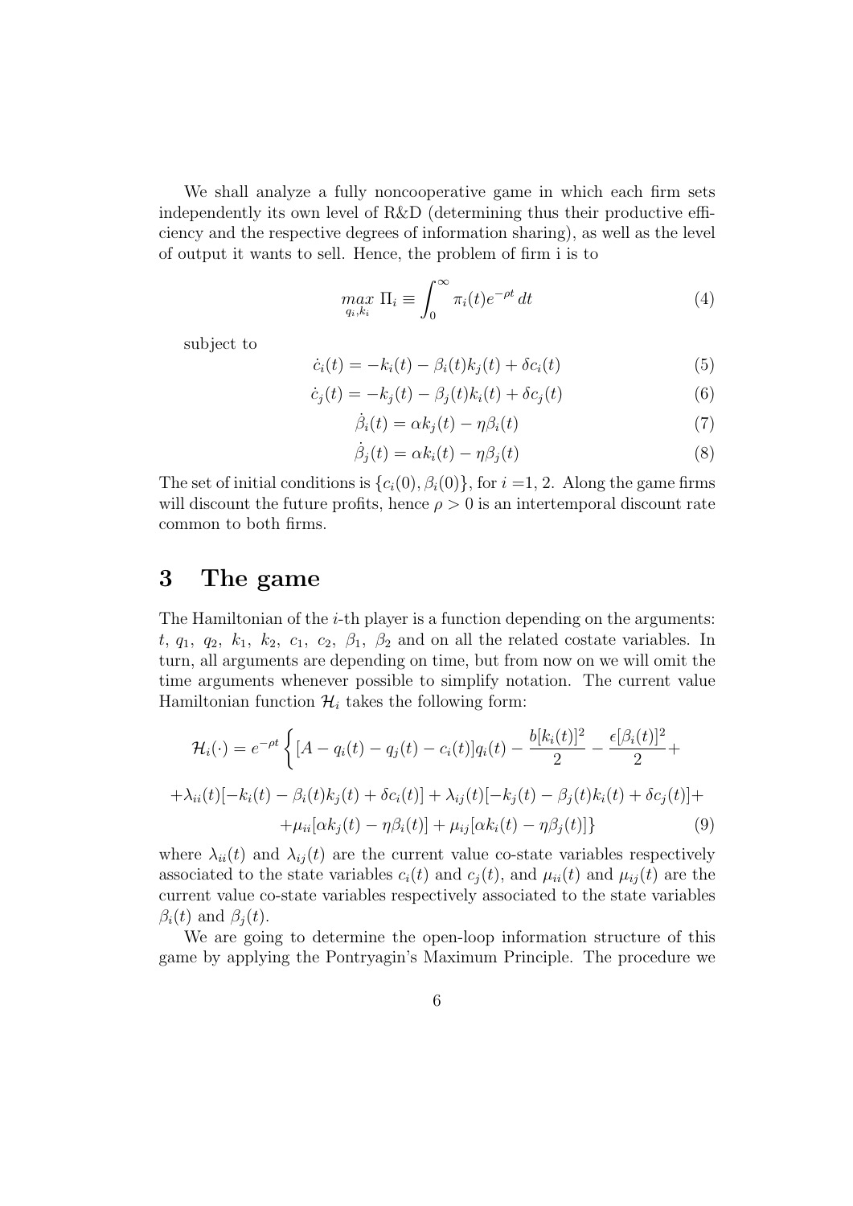We shall analyze a fully noncooperative game in which each firm sets independently its own level of R&D (determining thus their productive efficiency and the respective degrees of information sharing), as well as the level of output it wants to sell. Hence, the problem of firm i is to

$$\max_{q_i, k_i} \Pi_i \equiv \int_0^\infty \pi_i(t) e^{-\rho t}\, dt \tag{4}$$

subject to

$$\dot{c}_i(t) = -k_i(t) - \beta_i(t) k_j(t) + \delta c_i(t) \tag{5}$$

$$\dot{c}_j(t) = -k_j(t) - \beta_j(t) k_i(t) + \delta c_j(t) \tag{6}$$

$$\dot{\beta}_i(t) = \alpha k_j(t) - \eta \beta_i(t) \tag{7}$$

$$\dot{\beta}_j(t) = \alpha k_i(t) - \eta \beta_j(t) \tag{8}$$

The set of initial conditions is $\{c_i(0), \beta_i(0)\}$, for $i$ =1, 2. Along the game firms will discount the future profits, hence $\rho > 0$ is an intertemporal discount rate common to both firms.

# 3 The game

The Hamiltonian of the $i$-th player is a function depending on the arguments: $t$, $q_1$, $q_2$, $k_1$, $k_2$, $c_1$, $c_2$, $\beta_1$, $\beta_2$ and on all the related costate variables. In turn, all arguments are depending on time, but from now on we will omit the time arguments whenever possible to simplify notation. The current value Hamiltonian function $\mathcal{H}_i$ takes the following form:

$$\begin{aligned}\mathcal{H}_i(\cdot) = e^{-\rho t} \Big\{ &[A - q_i(t) - q_j(t) - c_i(t)] q_i(t) - \frac{b[k_i(t)]^2}{2} - \frac{\epsilon[\beta_i(t)]^2}{2} + \\ &+ \lambda_{ii}(t)[-k_i(t) - \beta_i(t) k_j(t) + \delta c_i(t)] + \lambda_{ij}(t)[-k_j(t) - \beta_j(t) k_i(t) + \delta c_j(t)] + \\ &+ \mu_{ii}[\alpha k_j(t) - \eta \beta_i(t)] + \mu_{ij}[\alpha k_i(t) - \eta \beta_j(t)] \Big\}\end{aligned} \tag{9}$$

where $\lambda_{ii}(t)$ and $\lambda_{ij}(t)$ are the current value co-state variables respectively associated to the state variables $c_i(t)$ and $c_j(t)$, and $\mu_{ii}(t)$ and $\mu_{ij}(t)$ are the current value co-state variables respectively associated to the state variables $\beta_i(t)$ and $\beta_j(t)$.

We are going to determine the open-loop information structure of this game by applying the Pontryagin's Maximum Principle. The procedure we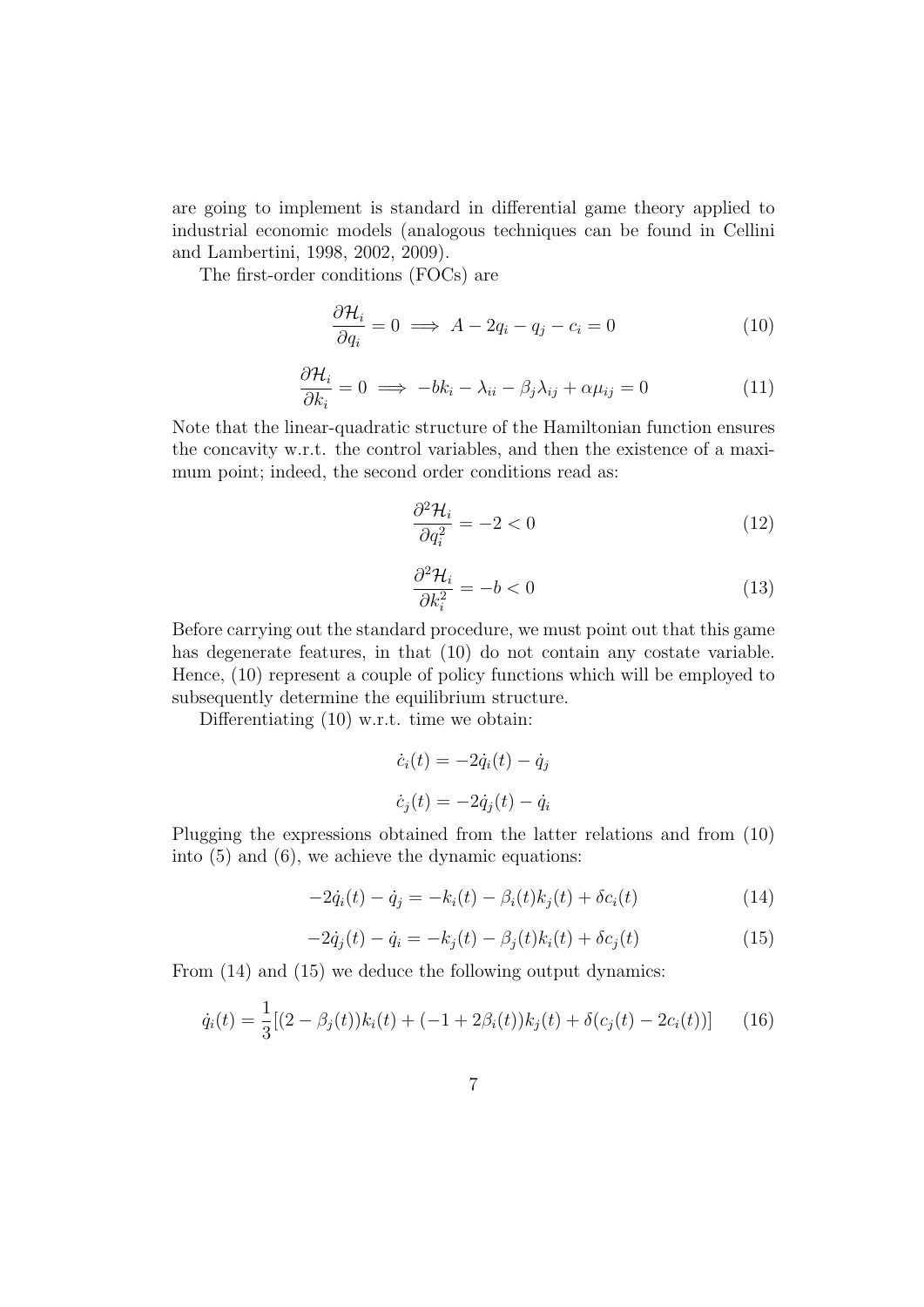are going to implement is standard in differential game theory applied to industrial economic models (analogous techniques can be found in Cellini and Lambertini, 1998, 2002, 2009).

The first-order conditions (FOCs) are

$$\frac{\partial \mathcal{H}_i}{\partial q_i} = 0 \implies A - 2q_i - q_j - c_i = 0 \tag{10}$$

$$\frac{\partial \mathcal{H}_i}{\partial k_i} = 0 \implies -bk_i - \lambda_{ii} - \beta_j \lambda_{ij} + \alpha \mu_{ij} = 0 \tag{11}$$

Note that the linear-quadratic structure of the Hamiltonian function ensures the concavity w.r.t. the control variables, and then the existence of a maximum point; indeed, the second order conditions read as:

$$\frac{\partial^2 \mathcal{H}_i}{\partial q_i^2} = -2 < 0 \tag{12}$$

$$\frac{\partial^2 \mathcal{H}_i}{\partial k_i^2} = -b < 0 \tag{13}$$

Before carrying out the standard procedure, we must point out that this game has degenerate features, in that (10) do not contain any costate variable. Hence, (10) represent a couple of policy functions which will be employed to subsequently determine the equilibrium structure.

Differentiating (10) w.r.t. time we obtain:

$$\dot{c}_i(t) = -2\dot{q}_i(t) - \dot{q}_j$$

$$\dot{c}_j(t) = -2\dot{q}_j(t) - \dot{q}_i$$

Plugging the expressions obtained from the latter relations and from (10) into (5) and (6), we achieve the dynamic equations:

$$-2\dot{q}_i(t) - \dot{q}_j = -k_i(t) - \beta_i(t)k_j(t) + \delta c_i(t) \tag{14}$$

$$-2\dot{q}_j(t) - \dot{q}_i = -k_j(t) - \beta_j(t)k_i(t) + \delta c_j(t) \tag{15}$$

From (14) and (15) we deduce the following output dynamics:

$$\dot{q}_i(t) = \frac{1}{3}[(2 - \beta_j(t))k_i(t) + (-1 + 2\beta_i(t))k_j(t) + \delta(c_j(t) - 2c_i(t))] \tag{16}$$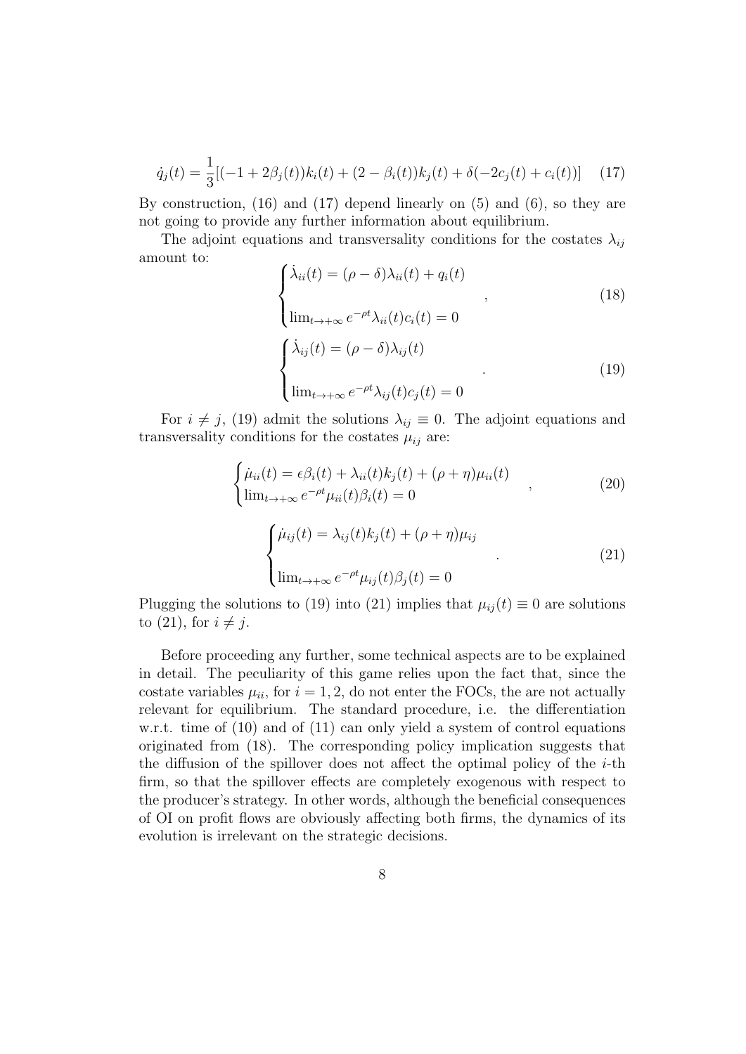$$\dot{q}_j(t) = \frac{1}{3}[(-1 + 2\beta_j(t))k_i(t) + (2 - \beta_i(t))k_j(t) + \delta(-2c_j(t) + c_i(t))] \quad (17)$$

By construction, (16) and (17) depend linearly on (5) and (6), so they are not going to provide any further information about equilibrium.

The adjoint equations and transversality conditions for the costates $\lambda_{ij}$ amount to:

$$\begin{cases} \dot{\lambda}_{ii}(t) = (\rho - \delta)\lambda_{ii}(t) + q_i(t) \\ \lim_{t\to+\infty} e^{-\rho t}\lambda_{ii}(t)c_i(t) = 0 \end{cases}, \quad (18)$$

$$\begin{cases} \dot{\lambda}_{ij}(t) = (\rho - \delta)\lambda_{ij}(t) \\ \lim_{t\to+\infty} e^{-\rho t}\lambda_{ij}(t)c_j(t) = 0 \end{cases}. \quad (19)$$

For $i \neq j$, (19) admit the solutions $\lambda_{ij} \equiv 0$. The adjoint equations and transversality conditions for the costates $\mu_{ij}$ are:

$$\begin{cases} \dot{\mu}_{ii}(t) = \epsilon\beta_i(t) + \lambda_{ii}(t)k_j(t) + (\rho + \eta)\mu_{ii}(t) \\ \lim_{t\to+\infty} e^{-\rho t}\mu_{ii}(t)\beta_i(t) = 0 \end{cases}, \quad (20)$$

$$\begin{cases} \dot{\mu}_{ij}(t) = \lambda_{ij}(t)k_j(t) + (\rho + \eta)\mu_{ij} \\ \lim_{t\to+\infty} e^{-\rho t}\mu_{ij}(t)\beta_j(t) = 0 \end{cases}. \quad (21)$$

Plugging the solutions to (19) into (21) implies that $\mu_{ij}(t) \equiv 0$ are solutions to (21), for $i \neq j$.

Before proceeding any further, some technical aspects are to be explained in detail. The peculiarity of this game relies upon the fact that, since the costate variables $\mu_{ii}$, for $i = 1, 2$, do not enter the FOCs, the are not actually relevant for equilibrium. The standard procedure, i.e. the differentiation w.r.t. time of (10) and of (11) can only yield a system of control equations originated from (18). The corresponding policy implication suggests that the diffusion of the spillover does not affect the optimal policy of the $i$-th firm, so that the spillover effects are completely exogenous with respect to the producer's strategy. In other words, although the beneficial consequences of OI on profit flows are obviously affecting both firms, the dynamics of its evolution is irrelevant on the strategic decisions.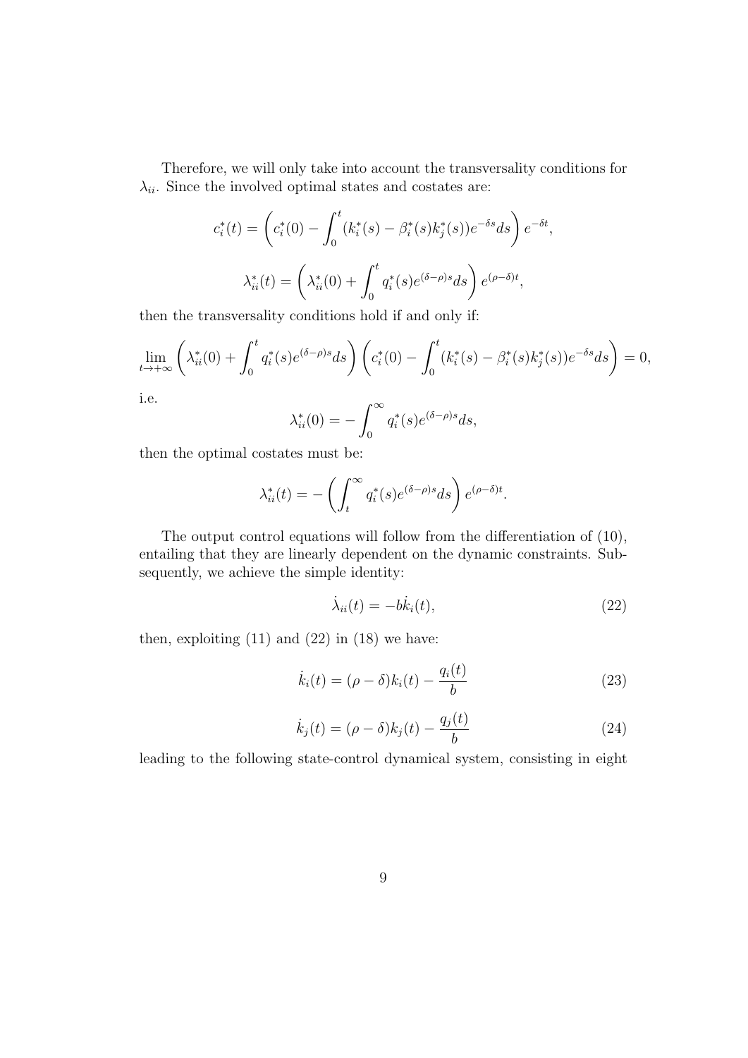Therefore, we will only take into account the transversality conditions for $\lambda_{ii}$. Since the involved optimal states and costates are:

$$c_i^*(t) = \left( c_i^*(0) - \int_0^t (k_i^*(s) - \beta_i^*(s) k_j^*(s)) e^{-\delta s} ds \right) e^{-\delta t},$$

$$\lambda_{ii}^*(t) = \left( \lambda_{ii}^*(0) + \int_0^t q_i^*(s) e^{(\delta - \rho)s} ds \right) e^{(\rho - \delta)t},$$

then the transversality conditions hold if and only if:

$$\lim_{t \to +\infty} \left( \lambda_{ii}^*(0) + \int_0^t q_i^*(s) e^{(\delta-\rho)s} ds \right) \left( c_i^*(0) - \int_0^t (k_i^*(s) - \beta_i^*(s) k_j^*(s)) e^{-\delta s} ds \right) = 0,$$

i.e.

$$\lambda_{ii}^*(0) = - \int_0^\infty q_i^*(s) e^{(\delta-\rho)s} ds,$$

then the optimal costates must be:

$$\lambda_{ii}^*(t) = - \left( \int_t^\infty q_i^*(s) e^{(\delta-\rho)s} ds \right) e^{(\rho-\delta)t}.$$

The output control equations will follow from the differentiation of (10), entailing that they are linearly dependent on the dynamic constraints. Subsequently, we achieve the simple identity:

$$\dot{\lambda}_{ii}(t) = -b \dot{k}_i(t), \tag{22}$$

then, exploiting (11) and (22) in (18) we have:

$$\dot{k}_i(t) = (\rho - \delta) k_i(t) - \frac{q_i(t)}{b} \tag{23}$$

$$\dot{k}_j(t) = (\rho - \delta) k_j(t) - \frac{q_j(t)}{b} \tag{24}$$

leading to the following state-control dynamical system, consisting in eight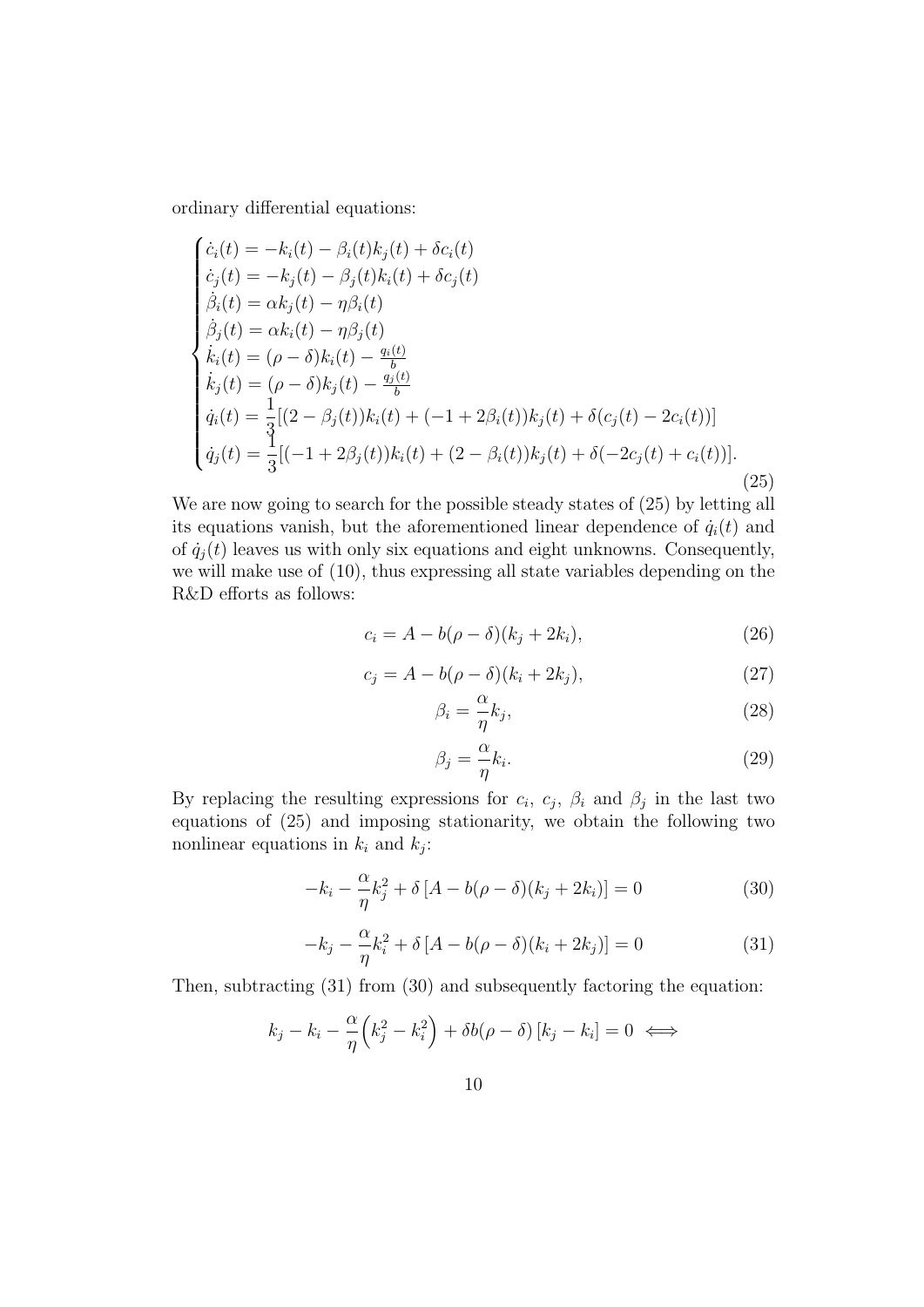ordinary differential equations:

$$
\begin{cases}
\dot{c}_i(t) = -k_i(t) - \beta_i(t)k_j(t) + \delta c_i(t) \\
\dot{c}_j(t) = -k_j(t) - \beta_j(t)k_i(t) + \delta c_j(t) \\
\dot{\beta}_i(t) = \alpha k_j(t) - \eta\beta_i(t) \\
\dot{\beta}_j(t) = \alpha k_i(t) - \eta\beta_j(t) \\
\dot{k}_i(t) = (\rho - \delta)k_i(t) - \frac{q_i(t)}{b} \\
\dot{k}_j(t) = (\rho - \delta)k_j(t) - \frac{q_j(t)}{b} \\
\dot{q}_i(t) = \dfrac{1}{3}[(2 - \beta_j(t))k_i(t) + (-1 + 2\beta_i(t))k_j(t) + \delta(c_j(t) - 2c_i(t))] \\
\dot{q}_j(t) = \dfrac{1}{3}[(-1 + 2\beta_j(t))k_i(t) + (2 - \beta_i(t))k_j(t) + \delta(-2c_j(t) + c_i(t))].
\end{cases}
\tag{25}
$$

We are now going to search for the possible steady states of (25) by letting all its equations vanish, but the aforementioned linear dependence of $\dot{q}_i(t)$ and of $\dot{q}_j(t)$ leaves us with only six equations and eight unknowns. Consequently, we will make use of (10), thus expressing all state variables depending on the R&D efforts as follows:

$$c_i = A - b(\rho - \delta)(k_j + 2k_i), \tag{26}$$

$$c_j = A - b(\rho - \delta)(k_i + 2k_j), \tag{27}$$

$$\beta_i = \frac{\alpha}{\eta}k_j, \tag{28}$$

$$\beta_j = \frac{\alpha}{\eta}k_i. \tag{29}$$

By replacing the resulting expressions for $c_i$, $c_j$, $\beta_i$ and $\beta_j$ in the last two equations of (25) and imposing stationarity, we obtain the following two nonlinear equations in $k_i$ and $k_j$:

$$-k_i - \frac{\alpha}{\eta}k_j^2 + \delta\left[A - b(\rho - \delta)(k_j + 2k_i)\right] = 0 \tag{30}$$

$$-k_j - \frac{\alpha}{\eta}k_i^2 + \delta\left[A - b(\rho - \delta)(k_i + 2k_j)\right] = 0 \tag{31}$$

Then, subtracting (31) from (30) and subsequently factoring the equation:

$$k_j - k_i - \frac{\alpha}{\eta}\Big(k_j^2 - k_i^2\Big) + \delta b(\rho - \delta)\left[k_j - k_i\right] = 0 \iff$$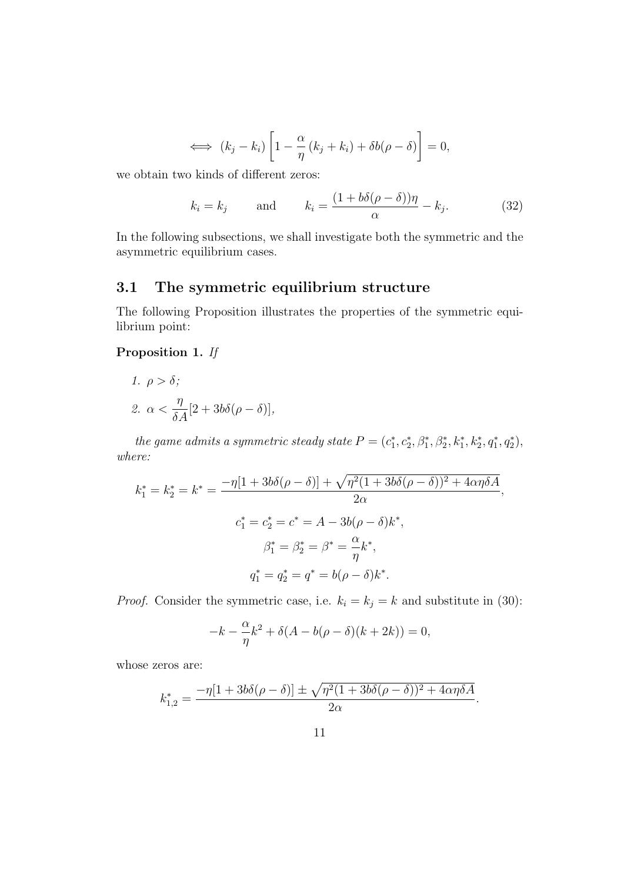$$\iff (k_j - k_i)\left[1 - \frac{\alpha}{\eta}(k_j + k_i) + \delta b(\rho - \delta)\right] = 0,$$

we obtain two kinds of different zeros:

$$k_i = k_j \qquad \text{and} \qquad k_i = \frac{(1 + b\delta(\rho - \delta))\eta}{\alpha} - k_j. \tag{32}$$

In the following subsections, we shall investigate both the symmetric and the asymmetric equilibrium cases.

## 3.1 The symmetric equilibrium structure

The following Proposition illustrates the properties of the symmetric equilibrium point:

**Proposition 1.** *If*

1. $\rho > \delta$;
2. $\alpha < \dfrac{\eta}{\delta A}[2 + 3b\delta(\rho - \delta)]$,

*the game admits a symmetric steady state* $P = (c_1^*, c_2^*, \beta_1^*, \beta_2^*, k_1^*, k_2^*, q_1^*, q_2^*)$, *where:*

$$k_1^* = k_2^* = k^* = \frac{-\eta[1 + 3b\delta(\rho - \delta)] + \sqrt{\eta^2(1 + 3b\delta(\rho - \delta))^2 + 4\alpha\eta\delta A}}{2\alpha},$$

$$c_1^* = c_2^* = c^* = A - 3b(\rho - \delta)k^*,$$

$$\beta_1^* = \beta_2^* = \beta^* = \frac{\alpha}{\eta}k^*,$$

$$q_1^* = q_2^* = q^* = b(\rho - \delta)k^*.$$

*Proof.* Consider the symmetric case, i.e. $k_i = k_j = k$ and substitute in (30):

$$-k - \frac{\alpha}{\eta}k^2 + \delta(A - b(\rho - \delta)(k + 2k)) = 0,$$

whose zeros are:

$$k_{1,2}^* = \frac{-\eta[1 + 3b\delta(\rho - \delta)] \pm \sqrt{\eta^2(1 + 3b\delta(\rho - \delta))^2 + 4\alpha\eta\delta A}}{2\alpha}.$$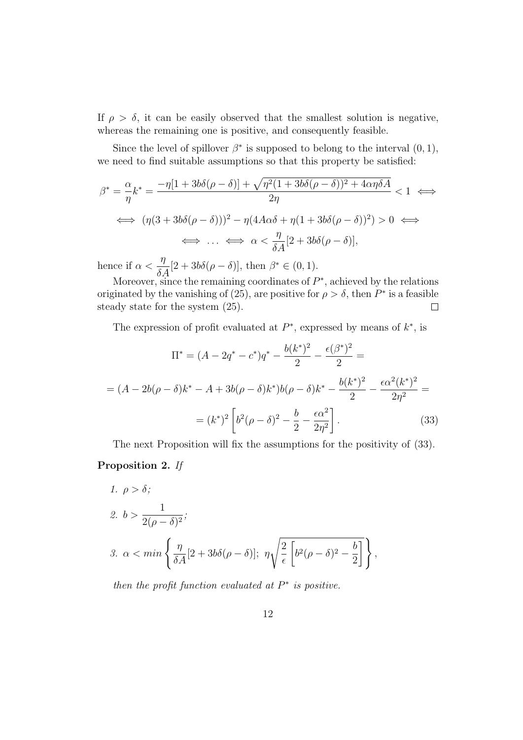If $\rho > \delta$, it can be easily observed that the smallest solution is negative, whereas the remaining one is positive, and consequently feasible.

Since the level of spillover $\beta^*$ is supposed to belong to the interval $(0, 1)$, we need to find suitable assumptions so that this property be satisfied:

$$\beta^* = \frac{\alpha}{\eta} k^* = \frac{-\eta[1 + 3b\delta(\rho - \delta)] + \sqrt{\eta^2(1 + 3b\delta(\rho - \delta))^2 + 4\alpha\eta\delta A}}{2\eta} < 1 \iff$$

$$\iff (\eta(3 + 3b\delta(\rho - \delta)))^2 - \eta(4A\alpha\delta + \eta(1 + 3b\delta(\rho - \delta))^2) > 0 \iff$$

$$\iff \ldots \iff \alpha < \frac{\eta}{\delta A}[2 + 3b\delta(\rho - \delta)],$$

hence if $\alpha < \dfrac{\eta}{\delta A}[2 + 3b\delta(\rho - \delta)]$, then $\beta^* \in (0, 1)$.

Moreover, since the remaining coordinates of $P^*$, achieved by the relations originated by the vanishing of (25), are positive for $\rho > \delta$, then $P^*$ is a feasible steady state for the system (25). $\square$

The expression of profit evaluated at $P^*$, expressed by means of $k^*$, is

$$\Pi^* = (A - 2q^* - c^*)q^* - \frac{b(k^*)^2}{2} - \frac{\epsilon(\beta^*)^2}{2} =$$

$$= (A - 2b(\rho - \delta)k^* - A + 3b(\rho - \delta)k^*)b(\rho - \delta)k^* - \frac{b(k^*)^2}{2} - \frac{\epsilon\alpha^2(k^*)^2}{2\eta^2} =$$

$$= (k^*)^2 \left[ b^2(\rho - \delta)^2 - \frac{b}{2} - \frac{\epsilon\alpha^2}{2\eta^2} \right]. \tag{33}$$

The next Proposition will fix the assumptions for the positivity of (33).

**Proposition 2.** *If*

1. $\rho > \delta$;
2. $b > \dfrac{1}{2(\rho - \delta)^2}$;
3. $\alpha < min \left\{ \dfrac{\eta}{\delta A}[2 + 3b\delta(\rho - \delta)];\ \eta\sqrt{\dfrac{2}{\epsilon}\left[ b^2(\rho - \delta)^2 - \dfrac{b}{2} \right]} \right\}$,

*then the profit function evaluated at $P^*$ is positive.*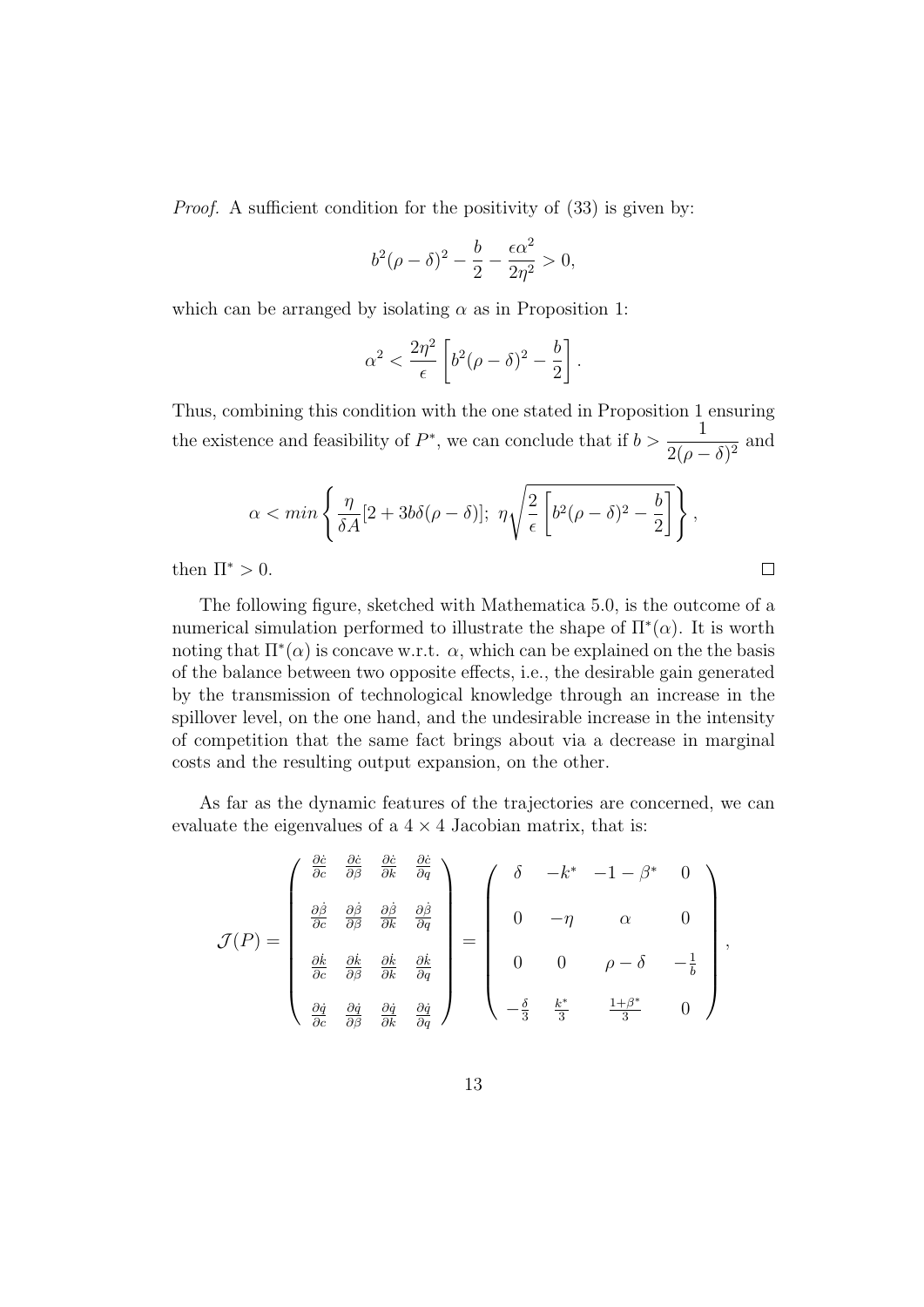*Proof.* A sufficient condition for the positivity of (33) is given by:

$$b^2(\rho-\delta)^2 - \frac{b}{2} - \frac{\epsilon\alpha^2}{2\eta^2} > 0,$$

which can be arranged by isolating $\alpha$ as in Proposition 1:

$$\alpha^2 < \frac{2\eta^2}{\epsilon}\left[b^2(\rho-\delta)^2 - \frac{b}{2}\right].$$

Thus, combining this condition with the one stated in Proposition 1 ensuring the existence and feasibility of $P^*$, we can conclude that if $b > \dfrac{1}{2(\rho-\delta)^2}$ and

$$\alpha < min\left\{\frac{\eta}{\delta A}[2+3b\delta(\rho-\delta)];\ \eta\sqrt{\frac{2}{\epsilon}\left[b^2(\rho-\delta)^2 - \frac{b}{2}\right]}\right\},$$

then $\Pi^* > 0$. □

The following figure, sketched with Mathematica 5.0, is the outcome of a numerical simulation performed to illustrate the shape of $\Pi^*(\alpha)$. It is worth noting that $\Pi^*(\alpha)$ is concave w.r.t. $\alpha$, which can be explained on the the basis of the balance between two opposite effects, i.e., the desirable gain generated by the transmission of technological knowledge through an increase in the spillover level, on the one hand, and the undesirable increase in the intensity of competition that the same fact brings about via a decrease in marginal costs and the resulting output expansion, on the other.

As far as the dynamic features of the trajectories are concerned, we can evaluate the eigenvalues of a $4 \times 4$ Jacobian matrix, that is:

$$\mathcal{J}(P) = \begin{pmatrix} \frac{\partial \dot{c}}{\partial c} & \frac{\partial \dot{c}}{\partial \beta} & \frac{\partial \dot{c}}{\partial k} & \frac{\partial \dot{c}}{\partial q} \\ \frac{\partial \dot{\beta}}{\partial c} & \frac{\partial \dot{\beta}}{\partial \beta} & \frac{\partial \dot{\beta}}{\partial k} & \frac{\partial \dot{\beta}}{\partial q} \\ \frac{\partial \dot{k}}{\partial c} & \frac{\partial \dot{k}}{\partial \beta} & \frac{\partial \dot{k}}{\partial k} & \frac{\partial \dot{k}}{\partial q} \\ \frac{\partial \dot{q}}{\partial c} & \frac{\partial \dot{q}}{\partial \beta} & \frac{\partial \dot{q}}{\partial k} & \frac{\partial \dot{q}}{\partial q} \end{pmatrix} = \begin{pmatrix} \delta & -k^* & -1-\beta^* & 0 \\ 0 & -\eta & \alpha & 0 \\ 0 & 0 & \rho-\delta & -\frac{1}{b} \\ -\frac{\delta}{3} & \frac{k^*}{3} & \frac{1+\beta^*}{3} & 0 \end{pmatrix},$$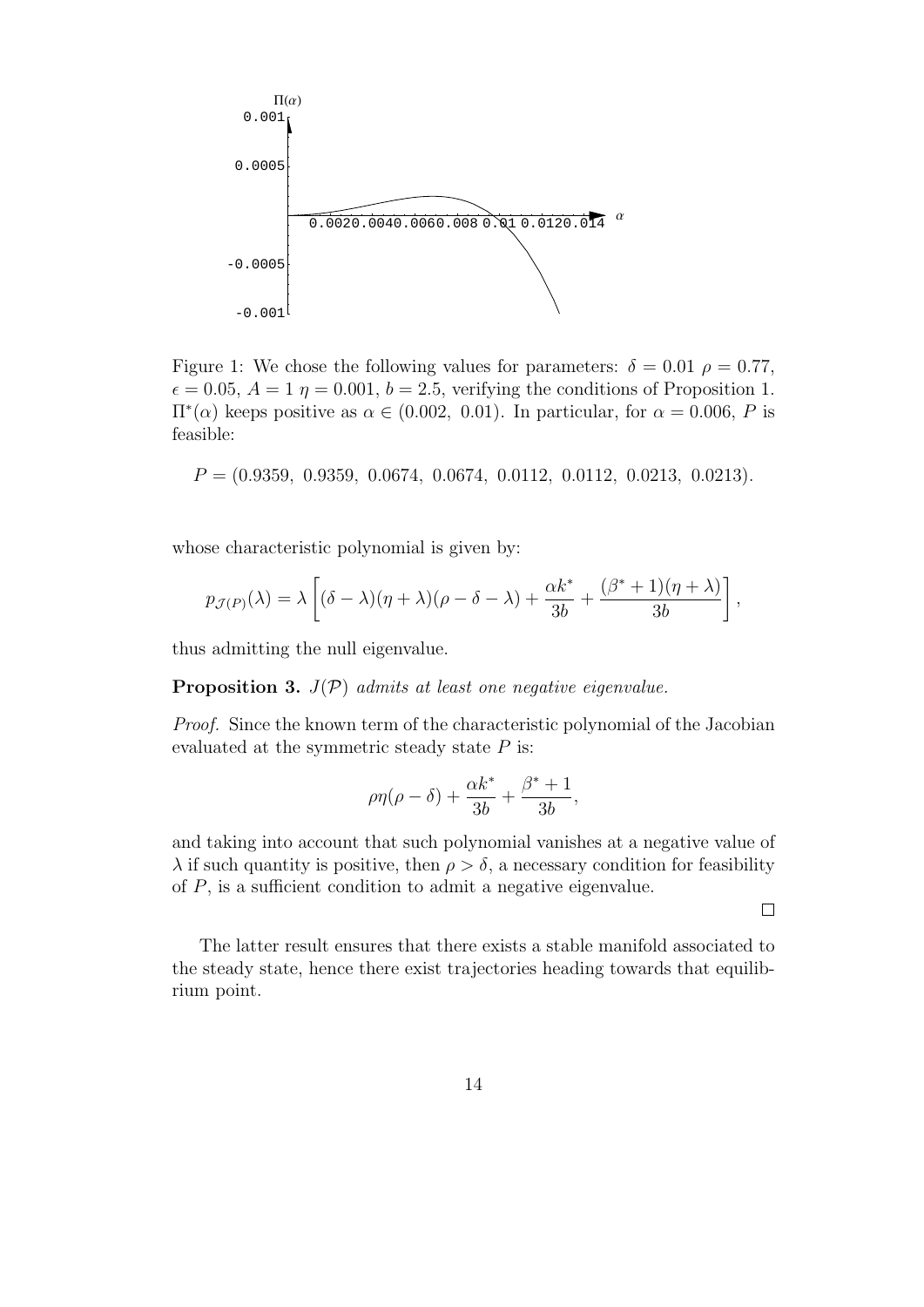Figure 1: We chose the following values for parameters: $\delta = 0.01$ $\rho = 0.77$, $\epsilon = 0.05$, $A = 1$ $\eta = 0.001$, $b = 2.5$, verifying the conditions of Proposition 1. $\Pi^*(\alpha)$ keeps positive as $\alpha \in (0.002,\ 0.01)$. In particular, for $\alpha = 0.006$, $P$ is feasible:

$$P = (0.9359,\ 0.9359,\ 0.0674,\ 0.0674,\ 0.0112,\ 0.0112,\ 0.0213,\ 0.0213).$$

whose characteristic polynomial is given by:

$$p_{\mathcal{J}(P)}(\lambda) = \lambda \left[ (\delta - \lambda)(\eta + \lambda)(\rho - \delta - \lambda) + \frac{\alpha k^*}{3b} + \frac{(\beta^* + 1)(\eta + \lambda)}{3b} \right],$$

thus admitting the null eigenvalue.

**Proposition 3.** *$J(\mathcal{P})$ admits at least one negative eigenvalue.*

*Proof.* Since the known term of the characteristic polynomial of the Jacobian evaluated at the symmetric steady state $P$ is:

$$\rho\eta(\rho - \delta) + \frac{\alpha k^*}{3b} + \frac{\beta^* + 1}{3b},$$

and taking into account that such polynomial vanishes at a negative value of $\lambda$ if such quantity is positive, then $\rho > \delta$, a necessary condition for feasibility of $P$, is a sufficient condition to admit a negative eigenvalue.

□

The latter result ensures that there exists a stable manifold associated to the steady state, hence there exist trajectories heading towards that equilibrium point.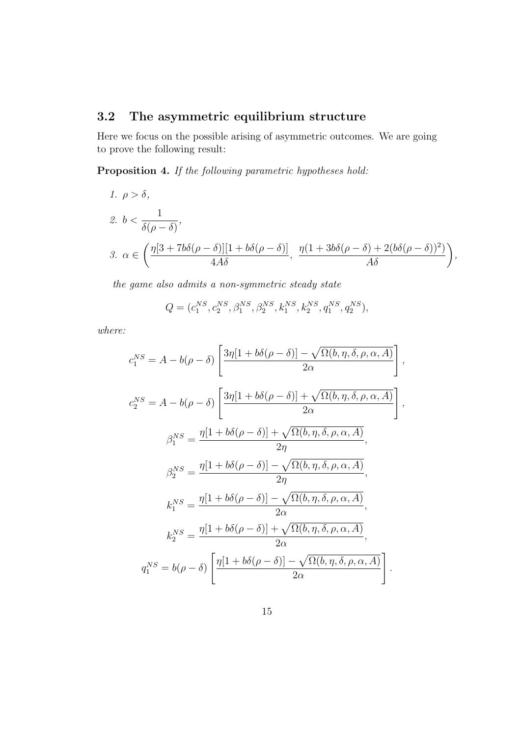### 3.2 The asymmetric equilibrium structure

Here we focus on the possible arising of asymmetric outcomes. We are going to prove the following result:

**Proposition 4.** *If the following parametric hypotheses hold:*

1. $\rho > \delta$,
2. $b < \dfrac{1}{\delta(\rho - \delta)}$,
3. $\alpha \in \left( \dfrac{\eta[3 + 7b\delta(\rho - \delta)][1 + b\delta(\rho - \delta)]}{4A\delta}, \; \dfrac{\eta(1 + 3b\delta(\rho - \delta) + 2(b\delta(\rho - \delta))^2)}{A\delta} \right)$,

*the game also admits a non-symmetric steady state*

$$Q = (c_1^{NS}, c_2^{NS}, \beta_1^{NS}, \beta_2^{NS}, k_1^{NS}, k_2^{NS}, q_1^{NS}, q_2^{NS}),$$

*where:*

$$c_1^{NS} = A - b(\rho - \delta) \left[ \frac{3\eta[1 + b\delta(\rho - \delta)] - \sqrt{\Omega(b, \eta, \delta, \rho, \alpha, A)}}{2\alpha} \right],$$

$$c_2^{NS} = A - b(\rho - \delta) \left[ \frac{3\eta[1 + b\delta(\rho - \delta)] + \sqrt{\Omega(b, \eta, \delta, \rho, \alpha, A)}}{2\alpha} \right],$$

$$\beta_1^{NS} = \frac{\eta[1 + b\delta(\rho - \delta)] + \sqrt{\Omega(b, \eta, \delta, \rho, \alpha, A)}}{2\eta},$$

$$\beta_2^{NS} = \frac{\eta[1 + b\delta(\rho - \delta)] - \sqrt{\Omega(b, \eta, \delta, \rho, \alpha, A)}}{2\eta},$$

$$k_1^{NS} = \frac{\eta[1 + b\delta(\rho - \delta)] - \sqrt{\Omega(b, \eta, \delta, \rho, \alpha, A)}}{2\alpha},$$

$$k_2^{NS} = \frac{\eta[1 + b\delta(\rho - \delta)] + \sqrt{\Omega(b, \eta, \delta, \rho, \alpha, A)}}{2\alpha},$$

$$q_1^{NS} = b(\rho - \delta) \left[ \frac{\eta[1 + b\delta(\rho - \delta)] - \sqrt{\Omega(b, \eta, \delta, \rho, \alpha, A)}}{2\alpha} \right].$$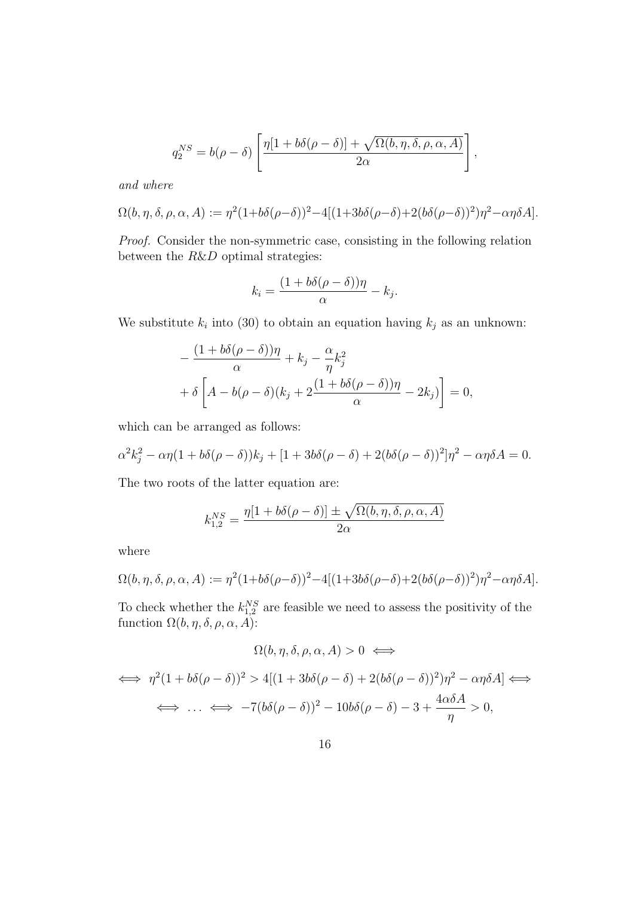$$q_2^{NS} = b(\rho - \delta) \left[ \frac{\eta[1 + b\delta(\rho - \delta)] + \sqrt{\Omega(b, \eta, \delta, \rho, \alpha, A)}}{2\alpha} \right],$$

*and where*

$$\Omega(b, \eta, \delta, \rho, \alpha, A) := \eta^2(1+b\delta(\rho-\delta))^2 - 4[(1+3b\delta(\rho-\delta)+2(b\delta(\rho-\delta))^2)\eta^2 - \alpha\eta\delta A].$$

*Proof.* Consider the non-symmetric case, consisting in the following relation between the R&D optimal strategies:

$$k_i = \frac{(1 + b\delta(\rho - \delta))\eta}{\alpha} - k_j.$$

We substitute $k_i$ into (30) to obtain an equation having $k_j$ as an unknown:

$$\begin{aligned}
&-\frac{(1 + b\delta(\rho - \delta))\eta}{\alpha} + k_j - \frac{\alpha}{\eta}k_j^2 \\
&+ \delta \left[ A - b(\rho - \delta)(k_j + 2\frac{(1 + b\delta(\rho - \delta))\eta}{\alpha} - 2k_j) \right] = 0,
\end{aligned}$$

which can be arranged as follows:

$$\alpha^2 k_j^2 - \alpha\eta(1 + b\delta(\rho - \delta))k_j + [1 + 3b\delta(\rho - \delta) + 2(b\delta(\rho - \delta))^2]\eta^2 - \alpha\eta\delta A = 0.$$

The two roots of the latter equation are:

$$k_{1,2}^{NS} = \frac{\eta[1 + b\delta(\rho - \delta)] \pm \sqrt{\Omega(b, \eta, \delta, \rho, \alpha, A)}}{2\alpha}$$

where

$$\Omega(b, \eta, \delta, \rho, \alpha, A) := \eta^2(1+b\delta(\rho-\delta))^2 - 4[(1+3b\delta(\rho-\delta)+2(b\delta(\rho-\delta))^2)\eta^2 - \alpha\eta\delta A].$$

To check whether the $k_{1,2}^{NS}$ are feasible we need to assess the positivity of the function $\Omega(b, \eta, \delta, \rho, \alpha, A)$:

$$\Omega(b, \eta, \delta, \rho, \alpha, A) > 0 \iff$$

$$\iff \eta^2(1 + b\delta(\rho - \delta))^2 > 4[(1 + 3b\delta(\rho - \delta) + 2(b\delta(\rho - \delta))^2)\eta^2 - \alpha\eta\delta A] \iff$$

$$\iff \ldots \iff -7(b\delta(\rho - \delta))^2 - 10b\delta(\rho - \delta) - 3 + \frac{4\alpha\delta A}{\eta} > 0,$$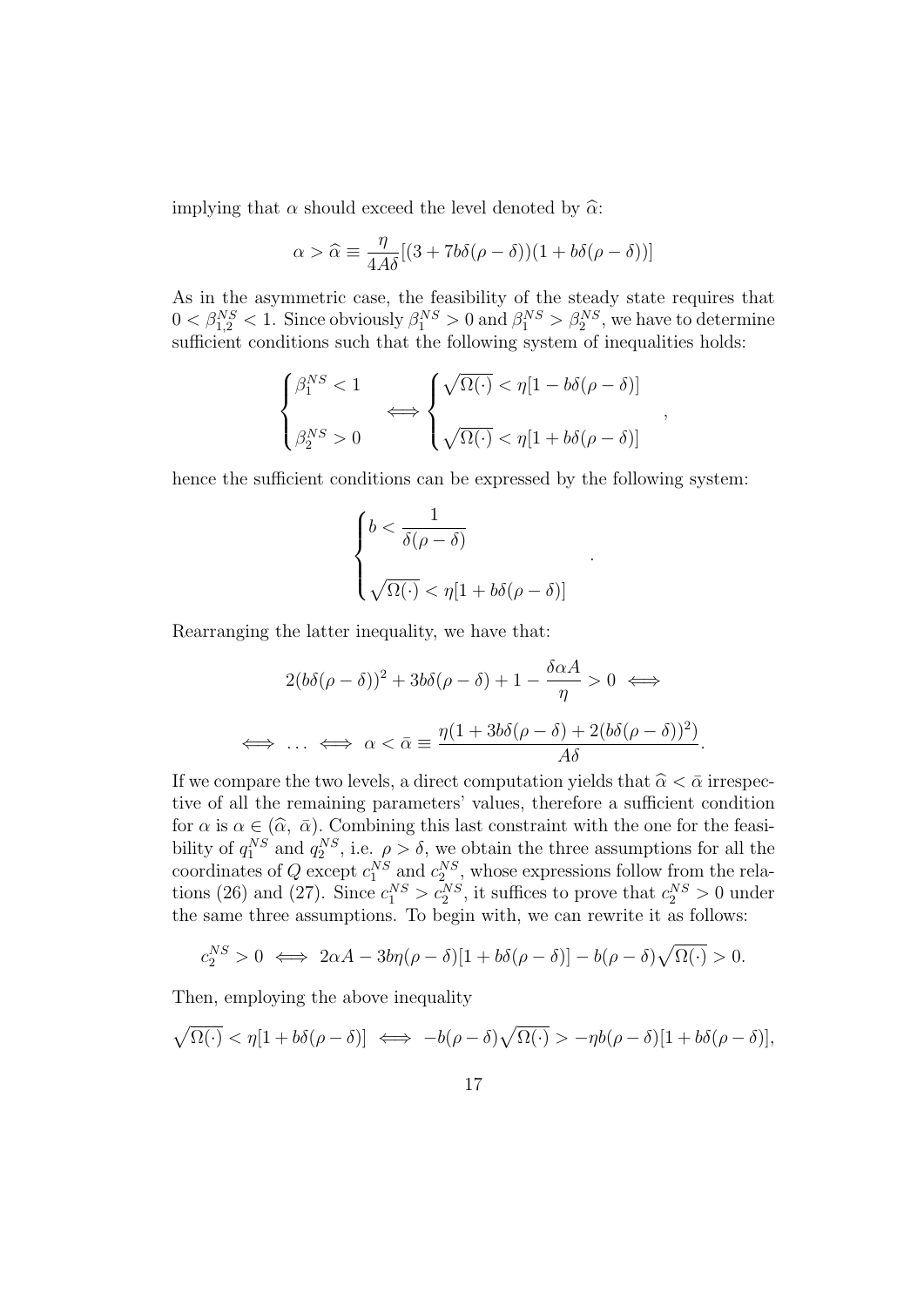implying that $\alpha$ should exceed the level denoted by $\widehat{\alpha}$:

$$\alpha > \widehat{\alpha} \equiv \frac{\eta}{4A\delta}[(3 + 7b\delta(\rho - \delta))(1 + b\delta(\rho - \delta))]$$

As in the asymmetric case, the feasibility of the steady state requires that $0 < \beta_{1,2}^{NS} < 1$. Since obviously $\beta_1^{NS} > 0$ and $\beta_1^{NS} > \beta_2^{NS}$, we have to determine sufficient conditions such that the following system of inequalities holds:

$$\begin{cases} \beta_1^{NS} < 1 \\ \\ \beta_2^{NS} > 0 \end{cases} \iff \begin{cases} \sqrt{\Omega(\cdot)} < \eta[1 - b\delta(\rho - \delta)] \\ \\ \sqrt{\Omega(\cdot)} < \eta[1 + b\delta(\rho - \delta)] \end{cases},$$

hence the sufficient conditions can be expressed by the following system:

$$\begin{cases} b < \dfrac{1}{\delta(\rho - \delta)} \\ \\ \sqrt{\Omega(\cdot)} < \eta[1 + b\delta(\rho - \delta)] \end{cases}.$$

Rearranging the latter inequality, we have that:

$$2(b\delta(\rho - \delta))^2 + 3b\delta(\rho - \delta) + 1 - \frac{\delta\alpha A}{\eta} > 0 \iff$$

$$\iff \ldots \iff \alpha < \bar{\alpha} \equiv \frac{\eta(1 + 3b\delta(\rho - \delta) + 2(b\delta(\rho - \delta))^2)}{A\delta}.$$

If we compare the two levels, a direct computation yields that $\widehat{\alpha} < \bar{\alpha}$ irrespective of all the remaining parameters' values, therefore a sufficient condition for $\alpha$ is $\alpha \in (\widehat{\alpha},\ \bar{\alpha})$. Combining this last constraint with the one for the feasibility of $q_1^{NS}$ and $q_2^{NS}$, i.e. $\rho > \delta$, we obtain the three assumptions for all the coordinates of $Q$ except $c_1^{NS}$ and $c_2^{NS}$, whose expressions follow from the relations (26) and (27). Since $c_1^{NS} > c_2^{NS}$, it suffices to prove that $c_2^{NS} > 0$ under the same three assumptions. To begin with, we can rewrite it as follows:

$$c_2^{NS} > 0 \iff 2\alpha A - 3b\eta(\rho - \delta)[1 + b\delta(\rho - \delta)] - b(\rho - \delta)\sqrt{\Omega(\cdot)} > 0.$$

Then, employing the above inequality

$$\sqrt{\Omega(\cdot)} < \eta[1 + b\delta(\rho - \delta)] \iff -b(\rho - \delta)\sqrt{\Omega(\cdot)} > -\eta b(\rho - \delta)[1 + b\delta(\rho - \delta)],$$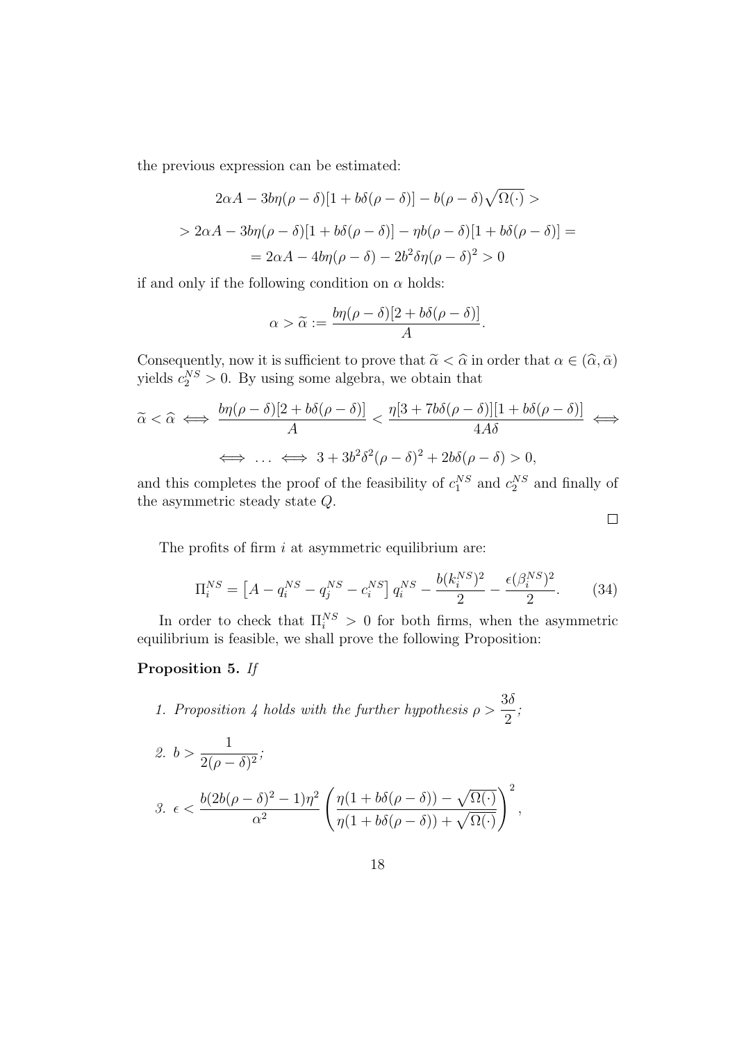the previous expression can be estimated:

$$2\alpha A - 3b\eta(\rho-\delta)[1+b\delta(\rho-\delta)] - b(\rho-\delta)\sqrt{\Omega(\cdot)} >$$

$$> 2\alpha A - 3b\eta(\rho-\delta)[1+b\delta(\rho-\delta)] - \eta b(\rho-\delta)[1+b\delta(\rho-\delta)] =$$

$$= 2\alpha A - 4b\eta(\rho-\delta) - 2b^2\delta\eta(\rho-\delta)^2 > 0$$

if and only if the following condition on $\alpha$ holds:

$$\alpha > \widetilde{\alpha} := \frac{b\eta(\rho-\delta)[2+b\delta(\rho-\delta)]}{A}.$$

Consequently, now it is sufficient to prove that $\widetilde{\alpha} < \widehat{\alpha}$ in order that $\alpha \in (\widehat{\alpha}, \bar{\alpha})$ yields $c_2^{NS} > 0$. By using some algebra, we obtain that

$$\widetilde{\alpha} < \widehat{\alpha} \iff \frac{b\eta(\rho-\delta)[2+b\delta(\rho-\delta)]}{A} < \frac{\eta[3+7b\delta(\rho-\delta)][1+b\delta(\rho-\delta)]}{4A\delta} \iff$$

$$\iff \ldots \iff 3 + 3b^2\delta^2(\rho-\delta)^2 + 2b\delta(\rho-\delta) > 0,$$

and this completes the proof of the feasibility of $c_1^{NS}$ and $c_2^{NS}$ and finally of the asymmetric steady state $Q$.

□

The profits of firm $i$ at asymmetric equilibrium are:

$$\Pi_i^{NS} = \left[A - q_i^{NS} - q_j^{NS} - c_i^{NS}\right] q_i^{NS} - \frac{b(k_i^{NS})^2}{2} - \frac{\epsilon(\beta_i^{NS})^2}{2}. \qquad (34)$$

In order to check that $\Pi_i^{NS} > 0$ for both firms, when the asymmetric equilibrium is feasible, we shall prove the following Proposition:

**Proposition 5.** *If*

1. *Proposition 4 holds with the further hypothesis* $\rho > \dfrac{3\delta}{2}$*;*
2. $b > \dfrac{1}{2(\rho-\delta)^2}$*;*
3. $\epsilon < \dfrac{b(2b(\rho-\delta)^2 - 1)\eta^2}{\alpha^2} \left( \dfrac{\eta(1+b\delta(\rho-\delta)) - \sqrt{\Omega(\cdot)}}{\eta(1+b\delta(\rho-\delta)) + \sqrt{\Omega(\cdot)}} \right)^2,$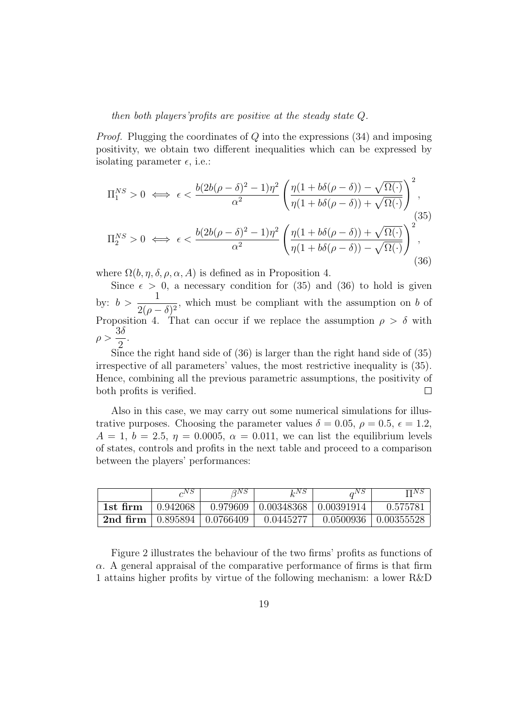*then both players'profits are positive at the steady state $Q$.*

*Proof.* Plugging the coordinates of $Q$ into the expressions (34) and imposing positivity, we obtain two different inequalities which can be expressed by isolating parameter $\epsilon$, i.e.:

$$\Pi_1^{NS} > 0 \iff \epsilon < \frac{b(2b(\rho-\delta)^2-1)\eta^2}{\alpha^2}\left(\frac{\eta(1+b\delta(\rho-\delta))-\sqrt{\Omega(\cdot)}}{\eta(1+b\delta(\rho-\delta))+\sqrt{\Omega(\cdot)}}\right)^2, \tag{35}$$

$$\Pi_2^{NS} > 0 \iff \epsilon < \frac{b(2b(\rho-\delta)^2-1)\eta^2}{\alpha^2}\left(\frac{\eta(1+b\delta(\rho-\delta))+\sqrt{\Omega(\cdot)}}{\eta(1+b\delta(\rho-\delta))-\sqrt{\Omega(\cdot)}}\right)^2, \tag{36}$$

where $\Omega(b, \eta, \delta, \rho, \alpha, A)$ is defined as in Proposition 4.

Since $\epsilon > 0$, a necessary condition for (35) and (36) to hold is given by: $b > \dfrac{1}{2(\rho-\delta)^2}$, which must be compliant with the assumption on $b$ of Proposition 4. That can occur if we replace the assumption $\rho > \delta$ with $\rho > \dfrac{3\delta}{2}$.

Since the right hand side of (36) is larger than the right hand side of (35) irrespective of all parameters' values, the most restrictive inequality is (35). Hence, combining all the previous parametric assumptions, the positivity of both profits is verified. □

Also in this case, we may carry out some numerical simulations for illustrative purposes. Choosing the parameter values $\delta = 0.05$, $\rho = 0.5$, $\epsilon = 1.2$, $A = 1$, $b = 2.5$, $\eta = 0.0005$, $\alpha = 0.011$, we can list the equilibrium levels of states, controls and profits in the next table and proceed to a comparison between the players' performances:

| | $c^{NS}$ | $\beta^{NS}$ | $k^{NS}$ | $q^{NS}$ | $\Pi^{NS}$ |
|---|---|---|---|---|---|
| **1st firm** | 0.942068 | 0.979609 | 0.00348368 | 0.00391914 | 0.575781 |
| **2nd firm** | 0.895894 | 0.0766409 | 0.0445277 | 0.0500936 | 0.00355528 |

Figure 2 illustrates the behaviour of the two firms' profits as functions of $\alpha$. A general appraisal of the comparative performance of firms is that firm 1 attains higher profits by virtue of the following mechanism: a lower R&D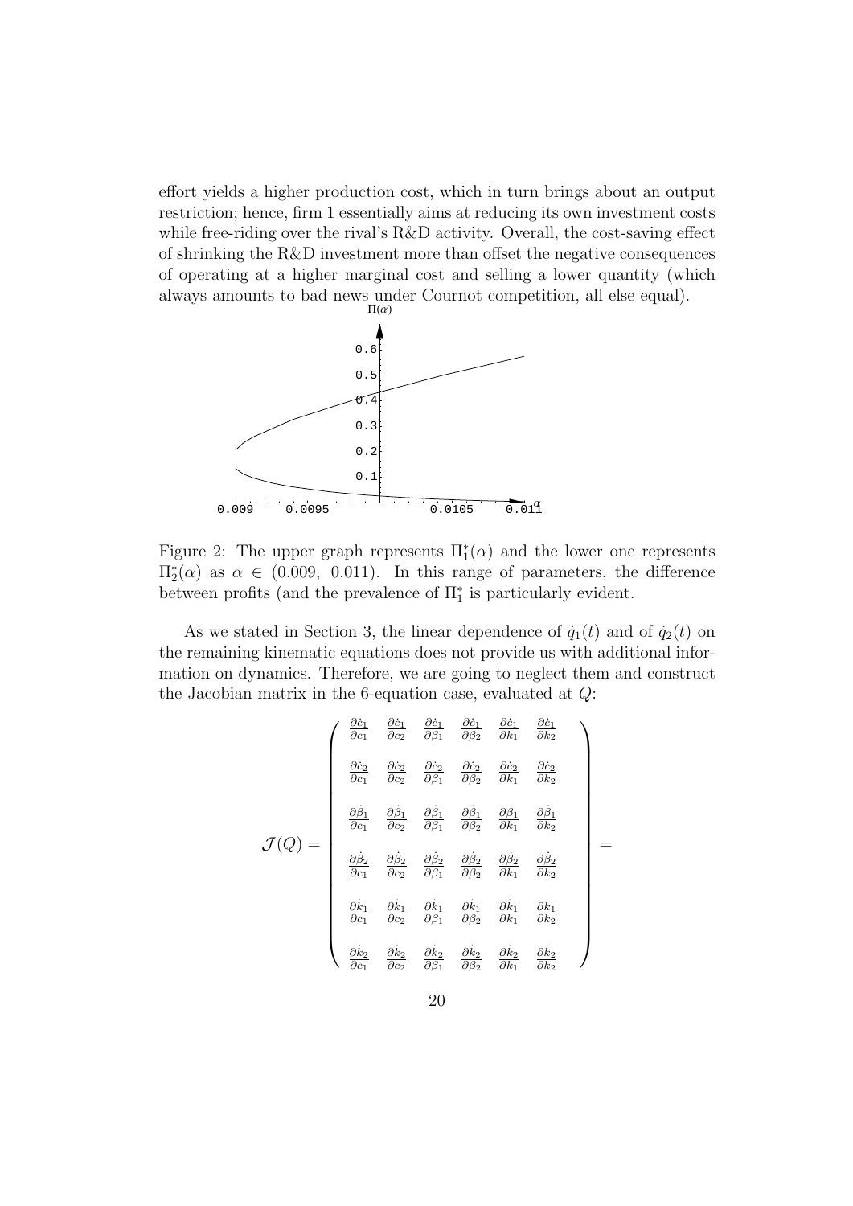effort yields a higher production cost, which in turn brings about an output restriction; hence, firm 1 essentially aims at reducing its own investment costs while free-riding over the rival's R&D activity. Overall, the cost-saving effect of shrinking the R&D investment more than offset the negative consequences of operating at a higher marginal cost and selling a lower quantity (which always amounts to bad news under Cournot competition, all else equal).

Figure 2: The upper graph represents $\Pi_1^*(\alpha)$ and the lower one represents $\Pi_2^*(\alpha)$ as $\alpha \in (0.009,\ 0.011)$. In this range of parameters, the difference between profits (and the prevalence of $\Pi_1^*$ is particularly evident.

As we stated in Section 3, the linear dependence of $\dot{q}_1(t)$ and of $\dot{q}_2(t)$ on the remaining kinematic equations does not provide us with additional information on dynamics. Therefore, we are going to neglect them and construct the Jacobian matrix in the 6-equation case, evaluated at $Q$:

$$\mathcal{J}(Q) = \begin{pmatrix} \frac{\partial \dot{c}_1}{\partial c_1} & \frac{\partial \dot{c}_1}{\partial c_2} & \frac{\partial \dot{c}_1}{\partial \beta_1} & \frac{\partial \dot{c}_1}{\partial \beta_2} & \frac{\partial \dot{c}_1}{\partial k_1} & \frac{\partial \dot{c}_1}{\partial k_2} \\ \frac{\partial \dot{c}_2}{\partial c_1} & \frac{\partial \dot{c}_2}{\partial c_2} & \frac{\partial \dot{c}_2}{\partial \beta_1} & \frac{\partial \dot{c}_2}{\partial \beta_2} & \frac{\partial \dot{c}_2}{\partial k_1} & \frac{\partial \dot{c}_2}{\partial k_2} \\ \frac{\partial \dot{\beta}_1}{\partial c_1} & \frac{\partial \dot{\beta}_1}{\partial c_2} & \frac{\partial \dot{\beta}_1}{\partial \beta_1} & \frac{\partial \dot{\beta}_1}{\partial \beta_2} & \frac{\partial \dot{\beta}_1}{\partial k_1} & \frac{\partial \dot{\beta}_1}{\partial k_2} \\ \frac{\partial \dot{\beta}_2}{\partial c_1} & \frac{\partial \dot{\beta}_2}{\partial c_2} & \frac{\partial \dot{\beta}_2}{\partial \beta_1} & \frac{\partial \dot{\beta}_2}{\partial \beta_2} & \frac{\partial \dot{\beta}_2}{\partial k_1} & \frac{\partial \dot{\beta}_2}{\partial k_2} \\ \frac{\partial \dot{k}_1}{\partial c_1} & \frac{\partial \dot{k}_1}{\partial c_2} & \frac{\partial \dot{k}_1}{\partial \beta_1} & \frac{\partial \dot{k}_1}{\partial \beta_2} & \frac{\partial \dot{k}_1}{\partial k_1} & \frac{\partial \dot{k}_1}{\partial k_2} \\ \frac{\partial \dot{k}_2}{\partial c_1} & \frac{\partial \dot{k}_2}{\partial c_2} & \frac{\partial \dot{k}_2}{\partial \beta_1} & \frac{\partial \dot{k}_2}{\partial \beta_2} & \frac{\partial \dot{k}_2}{\partial k_1} & \frac{\partial \dot{k}_2}{\partial k_2} \end{pmatrix} =$$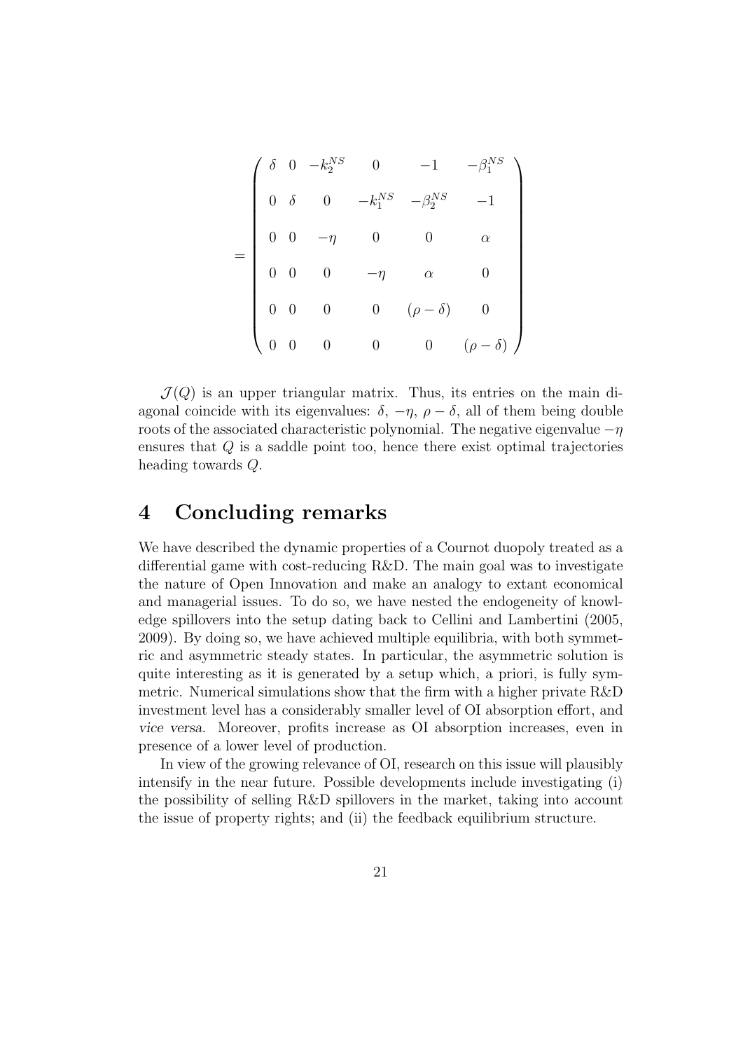$$
= \begin{pmatrix}
\delta & 0 & -k_2^{NS} & 0 & -1 & -\beta_1^{NS} \\
0 & \delta & 0 & -k_1^{NS} & -\beta_2^{NS} & -1 \\
0 & 0 & -\eta & 0 & 0 & \alpha \\
0 & 0 & 0 & -\eta & \alpha & 0 \\
0 & 0 & 0 & 0 & (\rho - \delta) & 0 \\
0 & 0 & 0 & 0 & 0 & (\rho - \delta)
\end{pmatrix}
$$

$\mathcal{J}(Q)$ is an upper triangular matrix. Thus, its entries on the main diagonal coincide with its eigenvalues: $\delta$, $-\eta$, $\rho - \delta$, all of them being double roots of the associated characteristic polynomial. The negative eigenvalue $-\eta$ ensures that $Q$ is a saddle point too, hence there exist optimal trajectories heading towards $Q$.

# 4 Concluding remarks

We have described the dynamic properties of a Cournot duopoly treated as a differential game with cost-reducing R&D. The main goal was to investigate the nature of Open Innovation and make an analogy to extant economical and managerial issues. To do so, we have nested the endogeneity of knowledge spillovers into the setup dating back to Cellini and Lambertini (2005, 2009). By doing so, we have achieved multiple equilibria, with both symmetric and asymmetric steady states. In particular, the asymmetric solution is quite interesting as it is generated by a setup which, a priori, is fully symmetric. Numerical simulations show that the firm with a higher private R&D investment level has a considerably smaller level of OI absorption effort, and *vice versa*. Moreover, profits increase as OI absorption increases, even in presence of a lower level of production.

In view of the growing relevance of OI, research on this issue will plausibly intensify in the near future. Possible developments include investigating (i) the possibility of selling R&D spillovers in the market, taking into account the issue of property rights; and (ii) the feedback equilibrium structure.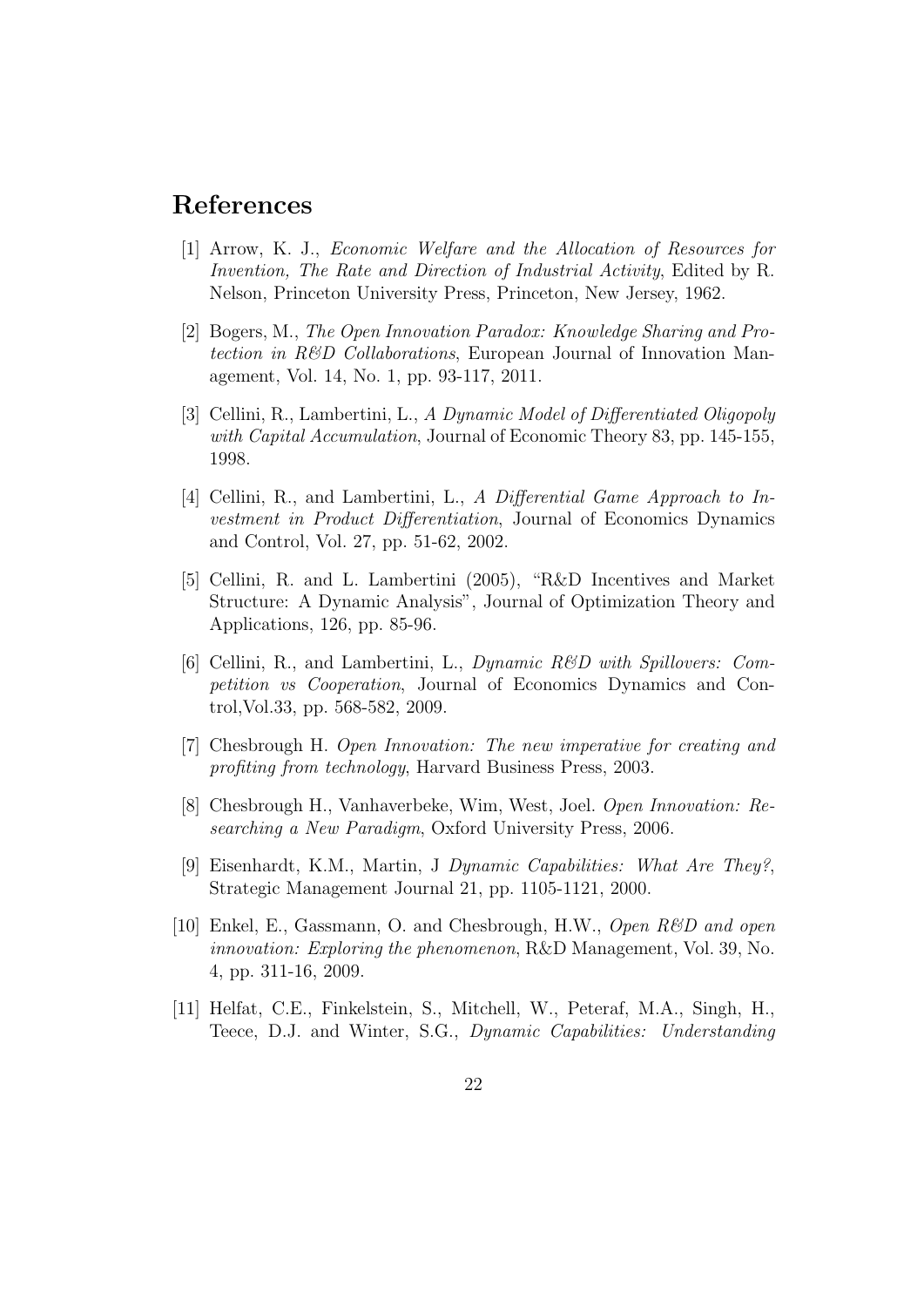## References

[1] Arrow, K. J., *Economic Welfare and the Allocation of Resources for Invention, The Rate and Direction of Industrial Activity*, Edited by R. Nelson, Princeton University Press, Princeton, New Jersey, 1962.

[2] Bogers, M., *The Open Innovation Paradox: Knowledge Sharing and Protection in R&D Collaborations*, European Journal of Innovation Management, Vol. 14, No. 1, pp. 93-117, 2011.

[3] Cellini, R., Lambertini, L., *A Dynamic Model of Differentiated Oligopoly with Capital Accumulation*, Journal of Economic Theory 83, pp. 145-155, 1998.

[4] Cellini, R., and Lambertini, L., *A Differential Game Approach to Investment in Product Differentiation*, Journal of Economics Dynamics and Control, Vol. 27, pp. 51-62, 2002.

[5] Cellini, R. and L. Lambertini (2005), "R&D Incentives and Market Structure: A Dynamic Analysis", Journal of Optimization Theory and Applications, 126, pp. 85-96.

[6] Cellini, R., and Lambertini, L., *Dynamic R&D with Spillovers: Competition vs Cooperation*, Journal of Economics Dynamics and Control,Vol.33, pp. 568-582, 2009.

[7] Chesbrough H. *Open Innovation: The new imperative for creating and profiting from technology*, Harvard Business Press, 2003.

[8] Chesbrough H., Vanhaverbeke, Wim, West, Joel. *Open Innovation: Researching a New Paradigm*, Oxford University Press, 2006.

[9] Eisenhardt, K.M., Martin, J *Dynamic Capabilities: What Are They?*, Strategic Management Journal 21, pp. 1105-1121, 2000.

[10] Enkel, E., Gassmann, O. and Chesbrough, H.W., *Open R&D and open innovation: Exploring the phenomenon*, R&D Management, Vol. 39, No. 4, pp. 311-16, 2009.

[11] Helfat, C.E., Finkelstein, S., Mitchell, W., Peteraf, M.A., Singh, H., Teece, D.J. and Winter, S.G., *Dynamic Capabilities: Understanding*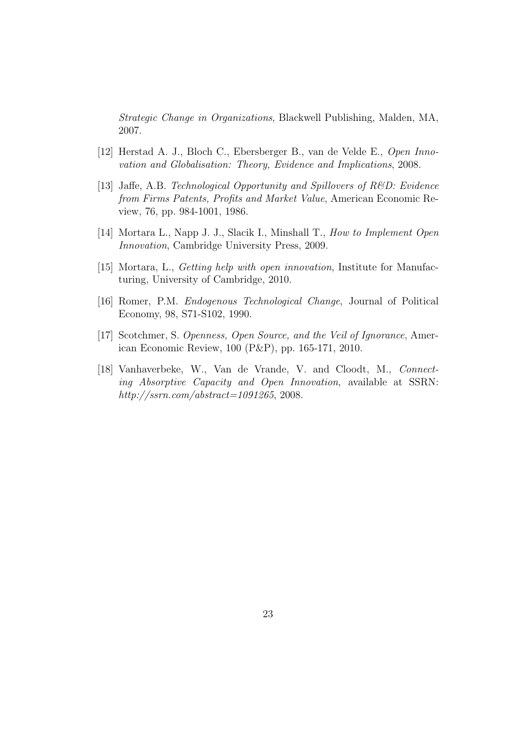*Strategic Change in Organizations*, Blackwell Publishing, Malden, MA, 2007.

[12] Herstad A. J., Bloch C., Ebersberger B., van de Velde E., *Open Innovation and Globalisation: Theory, Evidence and Implications*, 2008.

[13] Jaffe, A.B. *Technological Opportunity and Spillovers of R&D: Evidence from Firms Patents, Profits and Market Value*, American Economic Review, 76, pp. 984-1001, 1986.

[14] Mortara L., Napp J. J., Slacik I., Minshall T., *How to Implement Open Innovation*, Cambridge University Press, 2009.

[15] Mortara, L., *Getting help with open innovation*, Institute for Manufacturing, University of Cambridge, 2010.

[16] Romer, P.M. *Endogenous Technological Change*, Journal of Political Economy, 98, S71-S102, 1990.

[17] Scotchmer, S. *Openness, Open Source, and the Veil of Ignorance*, American Economic Review, 100 (P&P), pp. 165-171, 2010.

[18] Vanhaverbeke, W., Van de Vrande, V. and Cloodt, M., *Connecting Absorptive Capacity and Open Innovation*, available at SSRN: *http://ssrn.com/abstract=1091265*, 2008.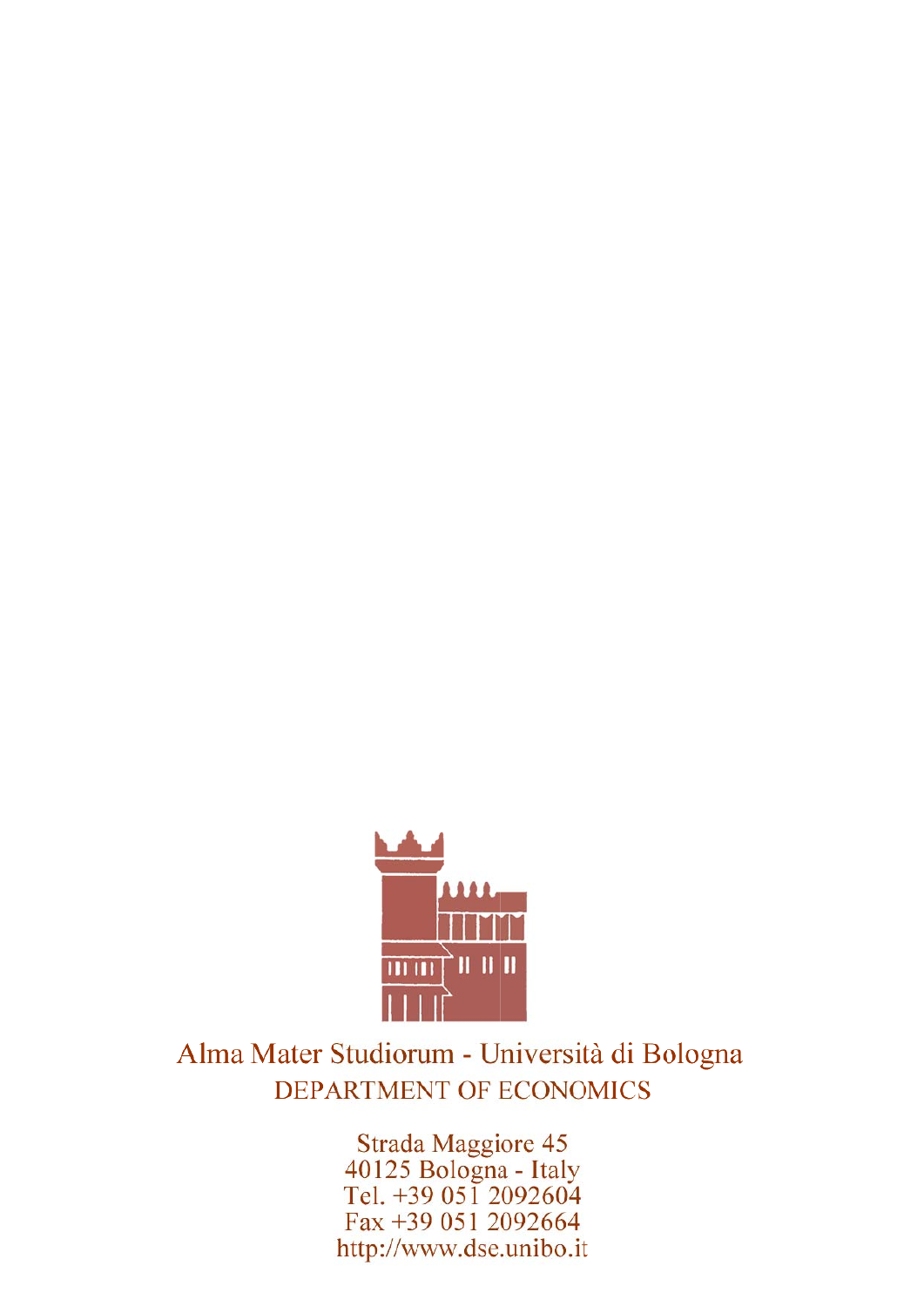Alma Mater Studiorum - Università di Bologna

DEPARTMENT OF ECONOMICS

Strada Maggiore 45
40125 Bologna - Italy
Tel. +39 051 2092604
Fax +39 051 2092664
http://www.dse.unibo.it